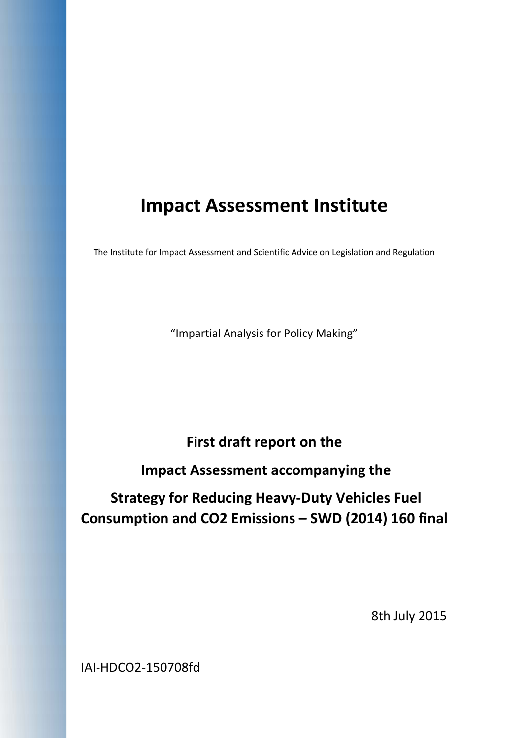# Impact Assessment Institute

The Institute for Impact Assessment and Scientific Advice on Legislation and Regulation

"Impartial Analysis for Policy Making"

## First draft report on the Impact Assessment accompanying the Strategy for Reducing Heavy-Duty Vehicles Fuel Consumption and CO2 Emissions – SWD (2014) 160 final

8th July 2015

IAI-HDCO2-150708fd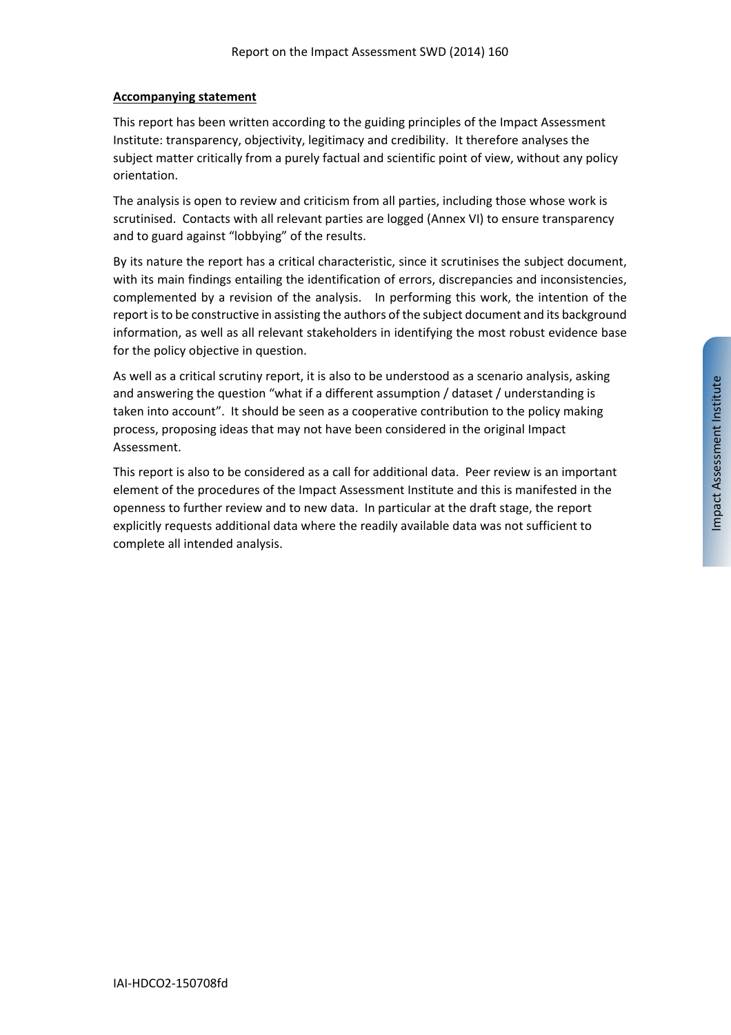**Accompanying statement**

This report has been written according to the guiding principles of the Impact Assessment Institute: transparency, objectivity, legitimacy and credibility. It therefore analyses the subject matter critically from a purely factual and scientific point of view, without any policy orientation.

The analysis is open to review and criticism from all parties, including those whose work is scrutinised. Contacts with all relevant parties are logged (Annex VI) to ensure transparency and to guard against "lobbying" of the results.

By its nature the report has a critical characteristic, since it scrutinises the subject document, with its main findings entailing the identification of errors, discrepancies and inconsistencies, complemented by a revision of the analysis. In performing this work, the intention of the report is to be constructive in assisting the authors of the subject document and its background information, as well as all relevant stakeholders in identifying the most robust evidence base for the policy objective in question.

As well as a critical scrutiny report, it is also to be understood as a scenario analysis, asking and answering the question "what if a different assumption / dataset / understanding is taken into account". It should be seen as a cooperative contribution to the policy making process, proposing ideas that may not have been considered in the original Impact Assessment.

This report is also to be considered as a call for additional data. Peer review is an important element of the procedures of the Impact Assessment Institute and this is manifested in the openness to further review and to new data. In particular at the draft stage, the report explicitly requests additional data where the readily available data was not sufficient to complete all intended analysis.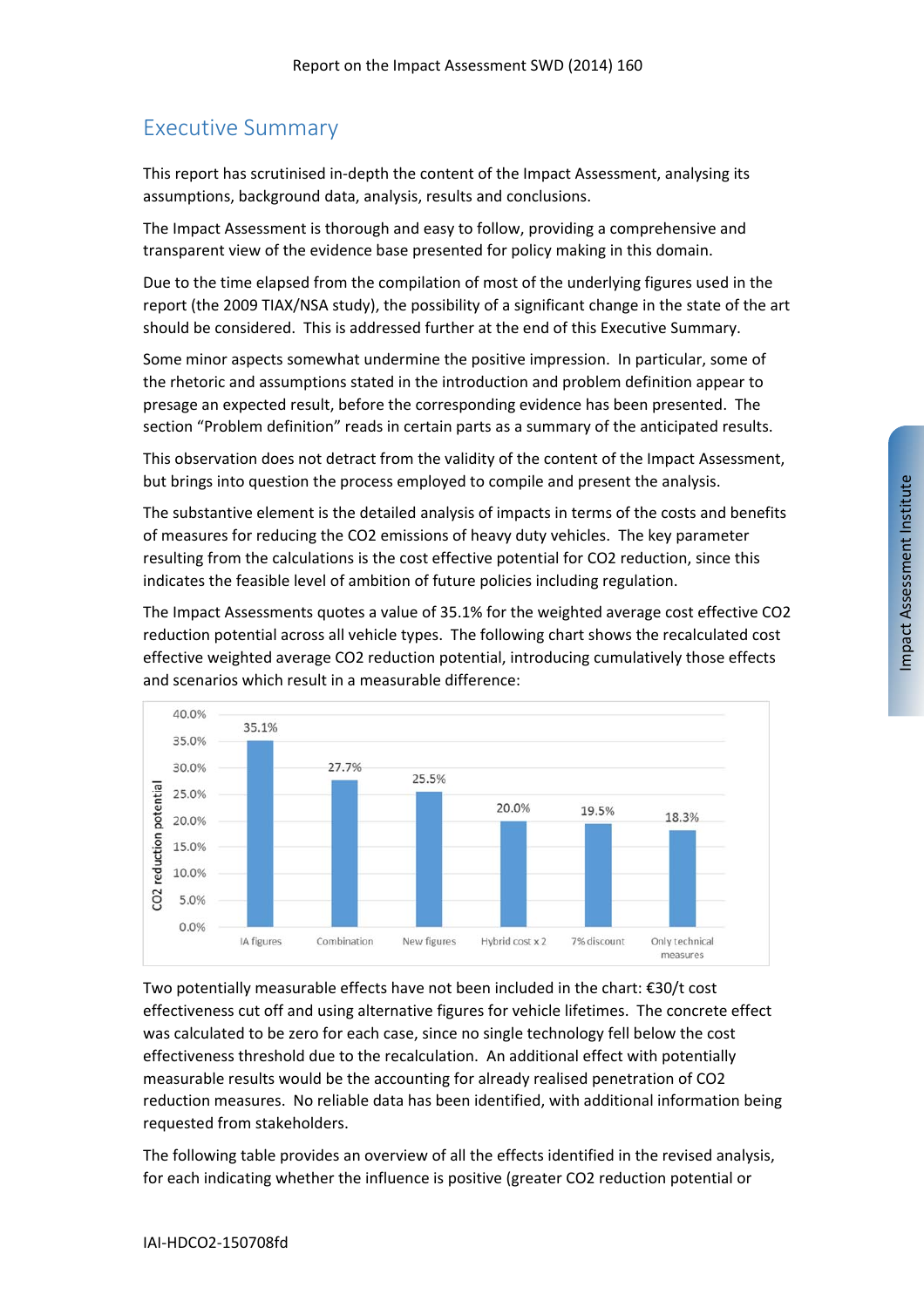## Executive Summary

This report has scrutinised in-depth the content of the Impact Assessment, analysing its assumptions, background data, analysis, results and conclusions.

The Impact Assessment is thorough and easy to follow, providing a comprehensive and transparent view of the evidence base presented for policy making in this domain.

Due to the time elapsed from the compilation of most of the underlying figures used in the report (the 2009 TIAX/NSA study), the possibility of a significant change in the state of the art should be considered. This is addressed further at the end of this Executive Summary.

Some minor aspects somewhat undermine the positive impression. In particular, some of the rhetoric and assumptions stated in the introduction and problem definition appear to presage an expected result, before the corresponding evidence has been presented. The section "Problem definition" reads in certain parts as a summary of the anticipated results.

This observation does not detract from the validity of the content of the Impact Assessment, but brings into question the process employed to compile and present the analysis.

The substantive element is the detailed analysis of impacts in terms of the costs and benefits of measures for reducing the $CO_2$ emissions of heavy duty vehicles. The key parameter resulting from the calculations is the cost effective potential for $CO_2$ reduction, since this indicates the feasible level of ambition of future policies including regulation.

The Impact Assessments quotes a value of 35.1% for the weighted average cost effective $CO_2$ reduction potential across all vehicle types. The following chart shows the recalculated cost effective weighted average $CO_2$ reduction potential, introducing cumulatively those effects and scenarios which result in a measurable difference:

| | $CO_2$ reduction potential |
|---|---|
| IA figures | 35.1% |
| Combination | 27.7% |
| New figures | 25.5% |
| Hybrid cost x 2 | 20.0% |
| 7% discount | 19.5% |
| Only technical measures | 18.3% |

Two potentially measurable effects have not been included in the chart: €30/t cost effectiveness cut off and using alternative figures for vehicle lifetimes. The concrete effect was calculated to be zero for each case, since no single technology fell below the cost effectiveness threshold due to the recalculation. An additional effect with potentially measurable results would be the accounting for already realised penetration of $CO_2$ reduction measures. No reliable data has been identified, with additional information being requested from stakeholders.

The following table provides an overview of all the effects identified in the revised analysis, for each indicating whether the influence is positive (greater $CO_2$ reduction potential or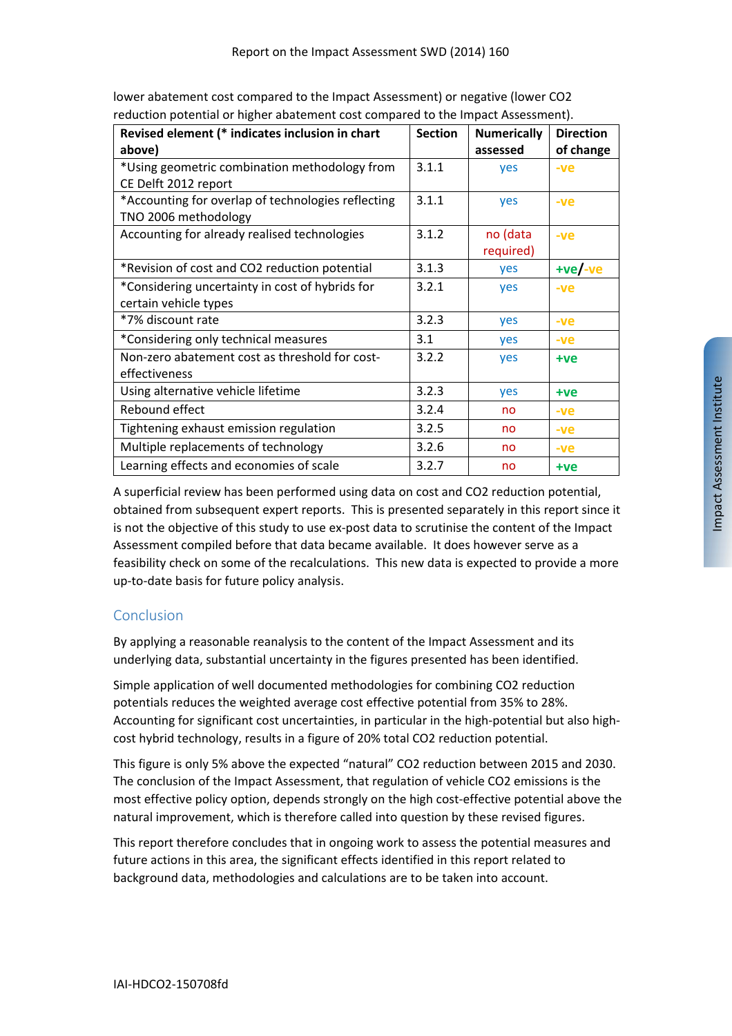lower abatement cost compared to the Impact Assessment) or negative (lower CO2 reduction potential or higher abatement cost compared to the Impact Assessment).

| Revised element (* indicates inclusion in chart above) | Section | Numerically assessed | Direction of change |
|---|---|---|---|
| *Using geometric combination methodology from CE Delft 2012 report | 3.1.1 | yes | -ve |
| *Accounting for overlap of technologies reflecting TNO 2006 methodology | 3.1.1 | yes | -ve |
| Accounting for already realised technologies | 3.1.2 | no (data required) | -ve |
| *Revision of cost and CO2 reduction potential | 3.1.3 | yes | +ve/-ve |
| *Considering uncertainty in cost of hybrids for certain vehicle types | 3.2.1 | yes | -ve |
| *7% discount rate | 3.2.3 | yes | -ve |
| *Considering only technical measures | 3.1 | yes | -ve |
| Non-zero abatement cost as threshold for cost-effectiveness | 3.2.2 | yes | +ve |
| Using alternative vehicle lifetime | 3.2.3 | yes | +ve |
| Rebound effect | 3.2.4 | no | -ve |
| Tightening exhaust emission regulation | 3.2.5 | no | -ve |
| Multiple replacements of technology | 3.2.6 | no | -ve |
| Learning effects and economies of scale | 3.2.7 | no | +ve |

A superficial review has been performed using data on cost and CO2 reduction potential, obtained from subsequent expert reports. This is presented separately in this report since it is not the objective of this study to use ex-post data to scrutinise the content of the Impact Assessment compiled before that data became available. It does however serve as a feasibility check on some of the recalculations. This new data is expected to provide a more up-to-date basis for future policy analysis.

## Conclusion

By applying a reasonable reanalysis to the content of the Impact Assessment and its underlying data, substantial uncertainty in the figures presented has been identified.

Simple application of well documented methodologies for combining CO2 reduction potentials reduces the weighted average cost effective potential from 35% to 28%. Accounting for significant cost uncertainties, in particular in the high-potential but also high-cost hybrid technology, results in a figure of 20% total CO2 reduction potential.

This figure is only 5% above the expected "natural" CO2 reduction between 2015 and 2030. The conclusion of the Impact Assessment, that regulation of vehicle CO2 emissions is the most effective policy option, depends strongly on the high cost-effective potential above the natural improvement, which is therefore called into question by these revised figures.

This report therefore concludes that in ongoing work to assess the potential measures and future actions in this area, the significant effects identified in this report related to background data, methodologies and calculations are to be taken into account.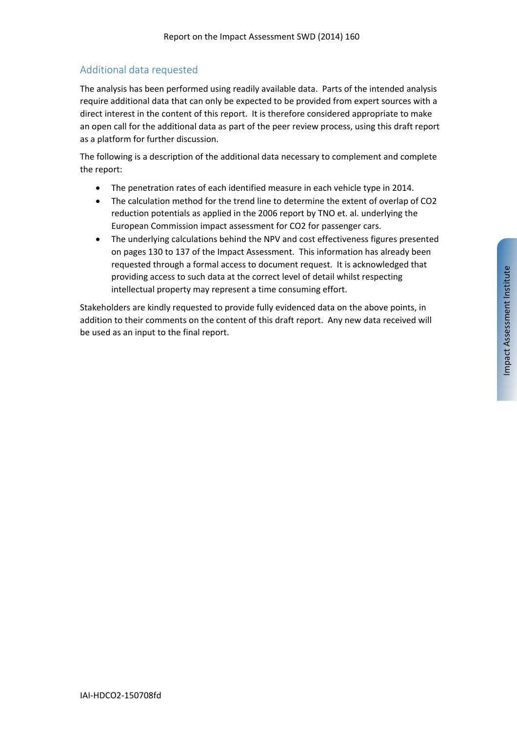## Additional data requested

The analysis has been performed using readily available data. Parts of the intended analysis require additional data that can only be expected to be provided from expert sources with a direct interest in the content of this report. It is therefore considered appropriate to make an open call for the additional data as part of the peer review process, using this draft report as a platform for further discussion.

The following is a description of the additional data necessary to complement and complete the report:

- The penetration rates of each identified measure in each vehicle type in 2014.
- The calculation method for the trend line to determine the extent of overlap of $CO_2$ reduction potentials as applied in the 2006 report by TNO et. al. underlying the European Commission impact assessment for $CO_2$ for passenger cars.
- The underlying calculations behind the NPV and cost effectiveness figures presented on pages 130 to 137 of the Impact Assessment. This information has already been requested through a formal access to document request. It is acknowledged that providing access to such data at the correct level of detail whilst respecting intellectual property may represent a time consuming effort.

Stakeholders are kindly requested to provide fully evidenced data on the above points, in addition to their comments on the content of this draft report. Any new data received will be used as an input to the final report.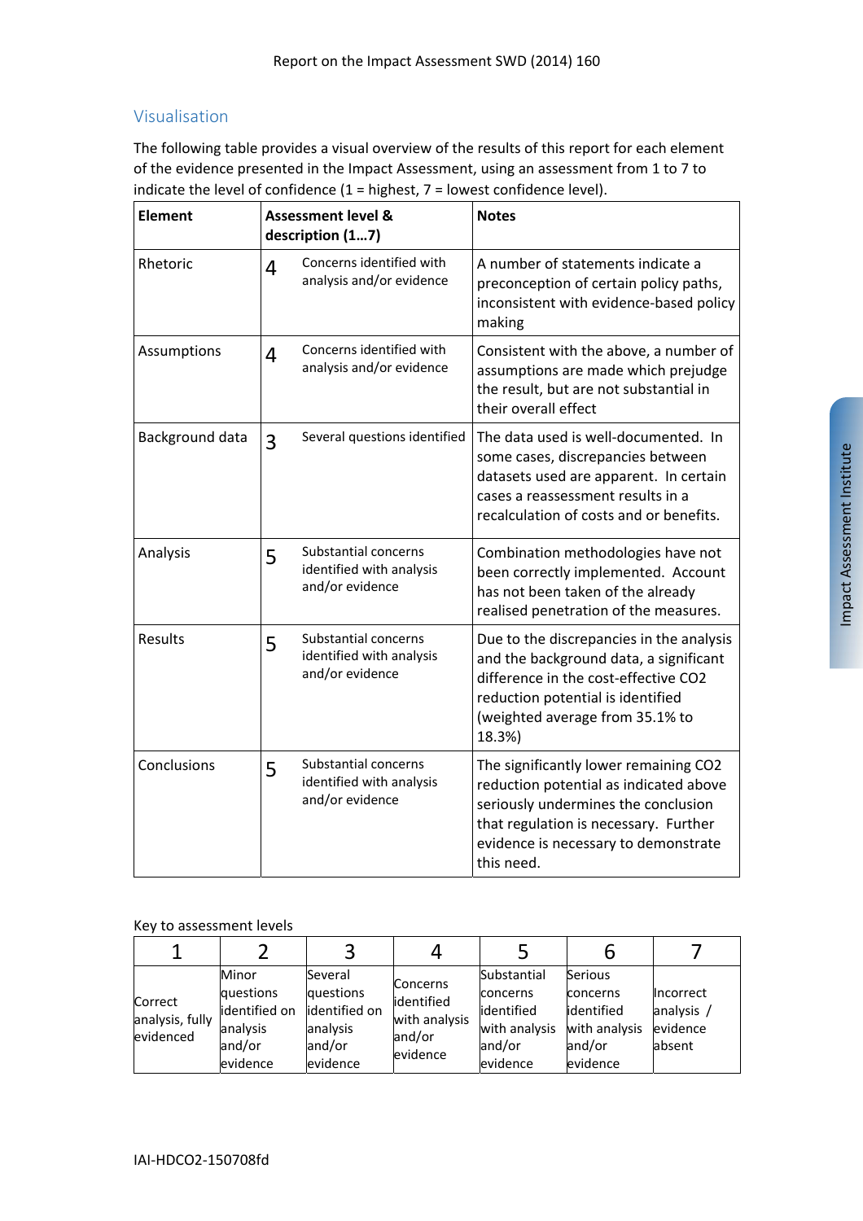## Visualisation

The following table provides a visual overview of the results of this report for each element of the evidence presented in the Impact Assessment, using an assessment from 1 to 7 to indicate the level of confidence (1 = highest, 7 = lowest confidence level).

| Element | Assessment level & description (1…7) | | Notes |
|---|---|---|---|
| Rhetoric | 4 | Concerns identified with analysis and/or evidence | A number of statements indicate a preconception of certain policy paths, inconsistent with evidence-based policy making |
| Assumptions | 4 | Concerns identified with analysis and/or evidence | Consistent with the above, a number of assumptions are made which prejudge the result, but are not substantial in their overall effect |
| Background data | 3 | Several questions identified | The data used is well-documented. In some cases, discrepancies between datasets used are apparent. In certain cases a reassessment results in a recalculation of costs and or benefits. |
| Analysis | 5 | Substantial concerns identified with analysis and/or evidence | Combination methodologies have not been correctly implemented. Account has not been taken of the already realised penetration of the measures. |
| Results | 5 | Substantial concerns identified with analysis and/or evidence | Due to the discrepancies in the analysis and the background data, a significant difference in the cost-effective $CO_2$ reduction potential is identified (weighted average from 35.1% to 18.3%) |
| Conclusions | 5 | Substantial concerns identified with analysis and/or evidence | The significantly lower remaining $CO_2$ reduction potential as indicated above seriously undermines the conclusion that regulation is necessary. Further evidence is necessary to demonstrate this need. |

Key to assessment levels

| 1 | 2 | 3 | 4 | 5 | 6 | 7 |
|---|---|---|---|---|---|---|
| Correct analysis, fully evidenced | Minor questions identified on analysis and/or evidence | Several questions identified on analysis and/or evidence | Concerns identified with analysis and/or evidence | Substantial concerns identified with analysis and/or evidence | Serious concerns identified with analysis and/or evidence | Incorrect analysis / evidence absent |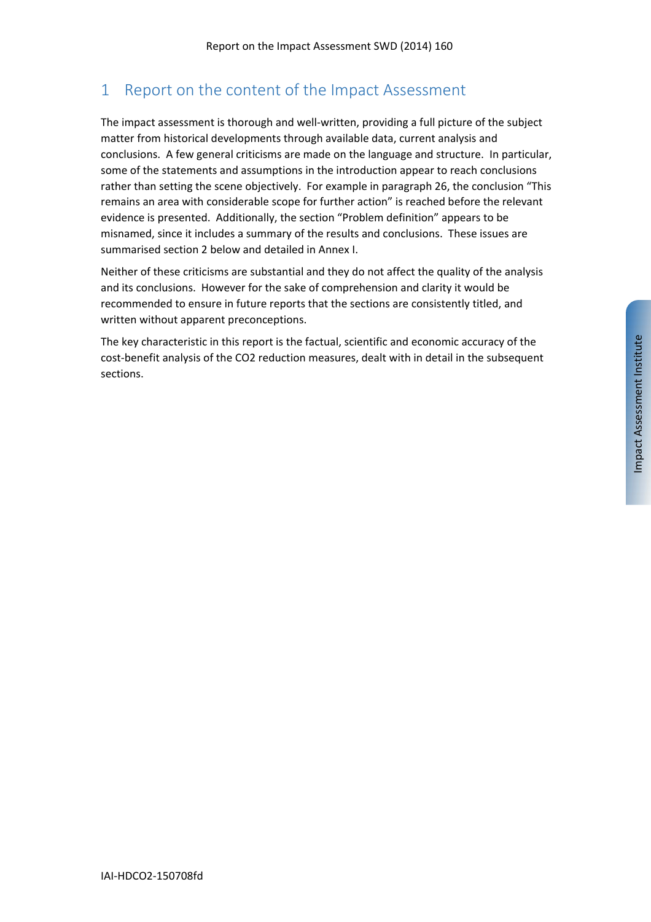# 1 Report on the content of the Impact Assessment

The impact assessment is thorough and well-written, providing a full picture of the subject matter from historical developments through available data, current analysis and conclusions. A few general criticisms are made on the language and structure. In particular, some of the statements and assumptions in the introduction appear to reach conclusions rather than setting the scene objectively. For example in paragraph 26, the conclusion "This remains an area with considerable scope for further action" is reached before the relevant evidence is presented. Additionally, the section "Problem definition" appears to be misnamed, since it includes a summary of the results and conclusions. These issues are summarised section 2 below and detailed in Annex I.

Neither of these criticisms are substantial and they do not affect the quality of the analysis and its conclusions. However for the sake of comprehension and clarity it would be recommended to ensure in future reports that the sections are consistently titled, and written without apparent preconceptions.

The key characteristic in this report is the factual, scientific and economic accuracy of the cost-benefit analysis of the $CO_2$ reduction measures, dealt with in detail in the subsequent sections.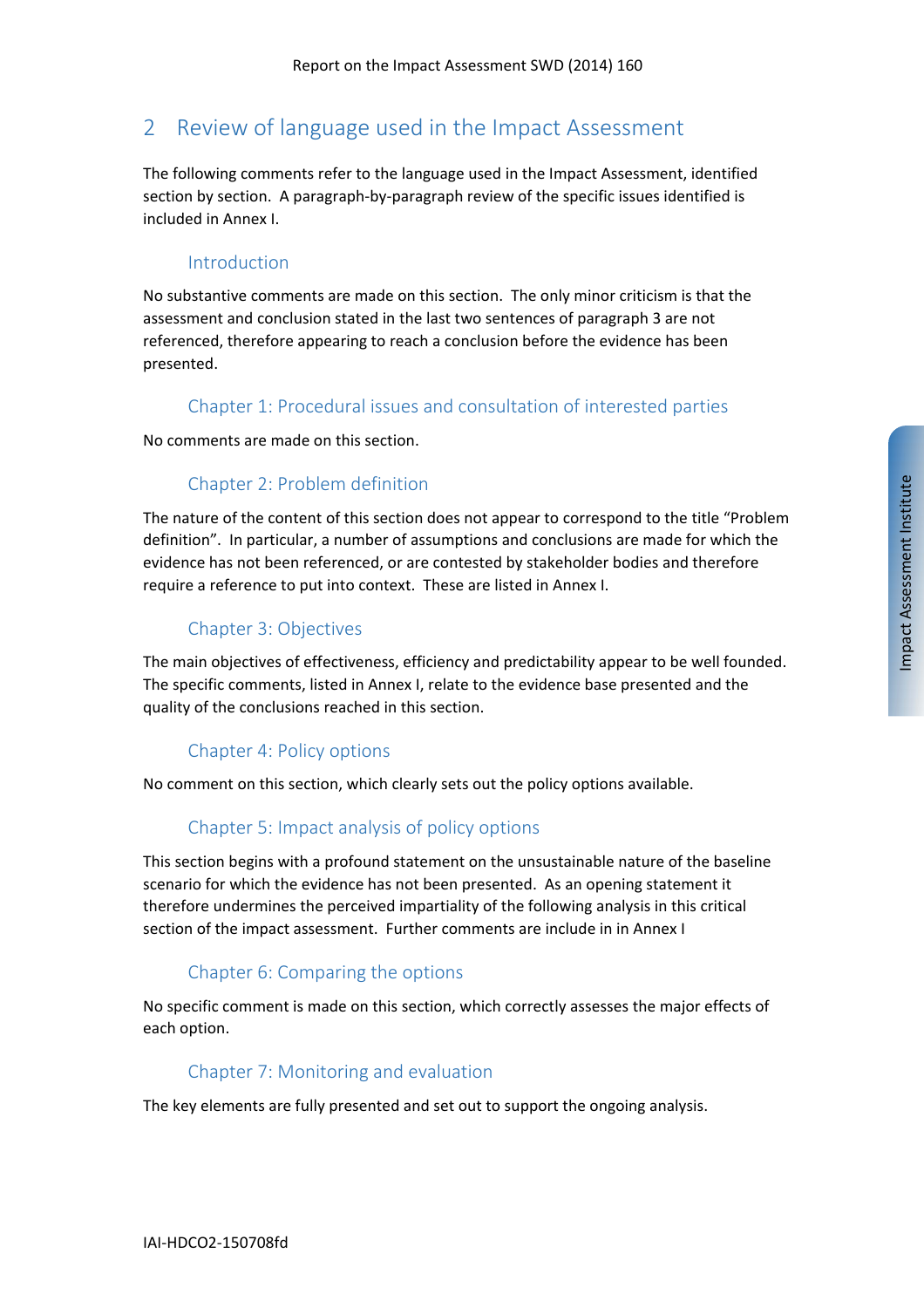## 2 Review of language used in the Impact Assessment

The following comments refer to the language used in the Impact Assessment, identified section by section. A paragraph-by-paragraph review of the specific issues identified is included in Annex I.

### Introduction

No substantive comments are made on this section. The only minor criticism is that the assessment and conclusion stated in the last two sentences of paragraph 3 are not referenced, therefore appearing to reach a conclusion before the evidence has been presented.

### Chapter 1: Procedural issues and consultation of interested parties

No comments are made on this section.

### Chapter 2: Problem definition

The nature of the content of this section does not appear to correspond to the title "Problem definition". In particular, a number of assumptions and conclusions are made for which the evidence has not been referenced, or are contested by stakeholder bodies and therefore require a reference to put into context. These are listed in Annex I.

### Chapter 3: Objectives

The main objectives of effectiveness, efficiency and predictability appear to be well founded. The specific comments, listed in Annex I, relate to the evidence base presented and the quality of the conclusions reached in this section.

### Chapter 4: Policy options

No comment on this section, which clearly sets out the policy options available.

### Chapter 5: Impact analysis of policy options

This section begins with a profound statement on the unsustainable nature of the baseline scenario for which the evidence has not been presented. As an opening statement it therefore undermines the perceived impartiality of the following analysis in this critical section of the impact assessment. Further comments are include in in Annex I

### Chapter 6: Comparing the options

No specific comment is made on this section, which correctly assesses the major effects of each option.

### Chapter 7: Monitoring and evaluation

The key elements are fully presented and set out to support the ongoing analysis.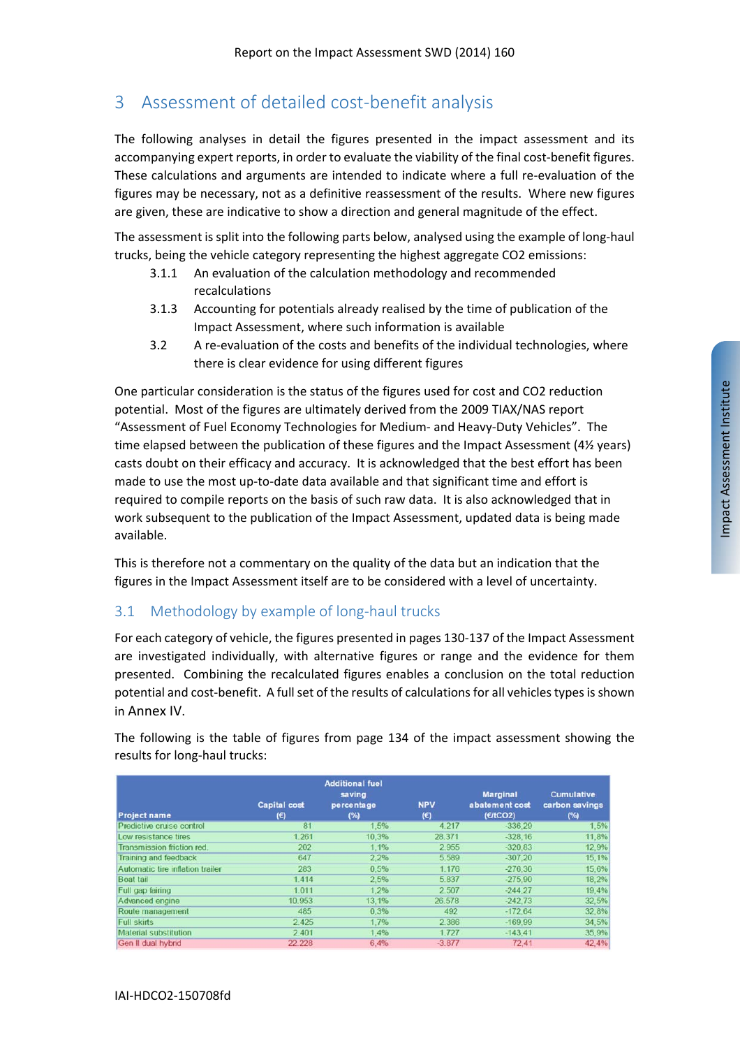# 3 Assessment of detailed cost-benefit analysis

The following analyses in detail the figures presented in the impact assessment and its accompanying expert reports, in order to evaluate the viability of the final cost-benefit figures. These calculations and arguments are intended to indicate where a full re-evaluation of the figures may be necessary, not as a definitive reassessment of the results. Where new figures are given, these are indicative to show a direction and general magnitude of the effect.

The assessment is split into the following parts below, analysed using the example of long-haul trucks, being the vehicle category representing the highest aggregate CO2 emissions:

- 3.1.1 An evaluation of the calculation methodology and recommended recalculations
- 3.1.3 Accounting for potentials already realised by the time of publication of the Impact Assessment, where such information is available
- 3.2 A re-evaluation of the costs and benefits of the individual technologies, where there is clear evidence for using different figures

One particular consideration is the status of the figures used for cost and CO2 reduction potential. Most of the figures are ultimately derived from the 2009 TIAX/NAS report "Assessment of Fuel Economy Technologies for Medium- and Heavy-Duty Vehicles". The time elapsed between the publication of these figures and the Impact Assessment (4½ years) casts doubt on their efficacy and accuracy. It is acknowledged that the best effort has been made to use the most up-to-date data available and that significant time and effort is required to compile reports on the basis of such raw data. It is also acknowledged that in work subsequent to the publication of the Impact Assessment, updated data is being made available.

This is therefore not a commentary on the quality of the data but an indication that the figures in the Impact Assessment itself are to be considered with a level of uncertainty.

## 3.1 Methodology by example of long-haul trucks

For each category of vehicle, the figures presented in pages 130-137 of the Impact Assessment are investigated individually, with alternative figures or range and the evidence for them presented. Combining the recalculated figures enables a conclusion on the total reduction potential and cost-benefit. A full set of the results of calculations for all vehicles types is shown in Annex IV.

The following is the table of figures from page 134 of the impact assessment showing the results for long-haul trucks:

| Project name | Capital cost (€) | Additional fuel saving percentage (%) | NPV (€) | Marginal abatement cost (€/tCO2) | Cumulative carbon savings (%) |
|---|---|---|---|---|---|
| Predictive cruise control | 81 | 1,5% | 4.217 | -336,29 | 1,5% |
| Low resistance tires | 1.261 | 10,3% | 28.371 | -328,16 | 11,8% |
| Transmission friction red. | 202 | 1,1% | 2.955 | -320,83 | 12,9% |
| Training and feedback | 647 | 2,2% | 5.589 | -307,20 | 15,1% |
| Automatic tire inflation trailer | 283 | 0,5% | 1.176 | -276,30 | 15,6% |
| Boat tail | 1.414 | 2,5% | 5.837 | -275,90 | 18,2% |
| Full gap fairing | 1.011 | 1,2% | 2.507 | -244,27 | 19,4% |
| Advanced engine | 10.953 | 13,1% | 26.578 | -242,73 | 32,5% |
| Route management | 485 | 0,3% | 492 | -172,64 | 32,8% |
| Full skirts | 2.425 | 1,7% | 2.386 | -169,99 | 34,5% |
| Material substitution | 2.401 | 1,4% | 1.727 | -143,41 | 35,9% |
| Gen II dual hybrid | 22.228 | 6,4% | -3.877 | 72,41 | 42,4% |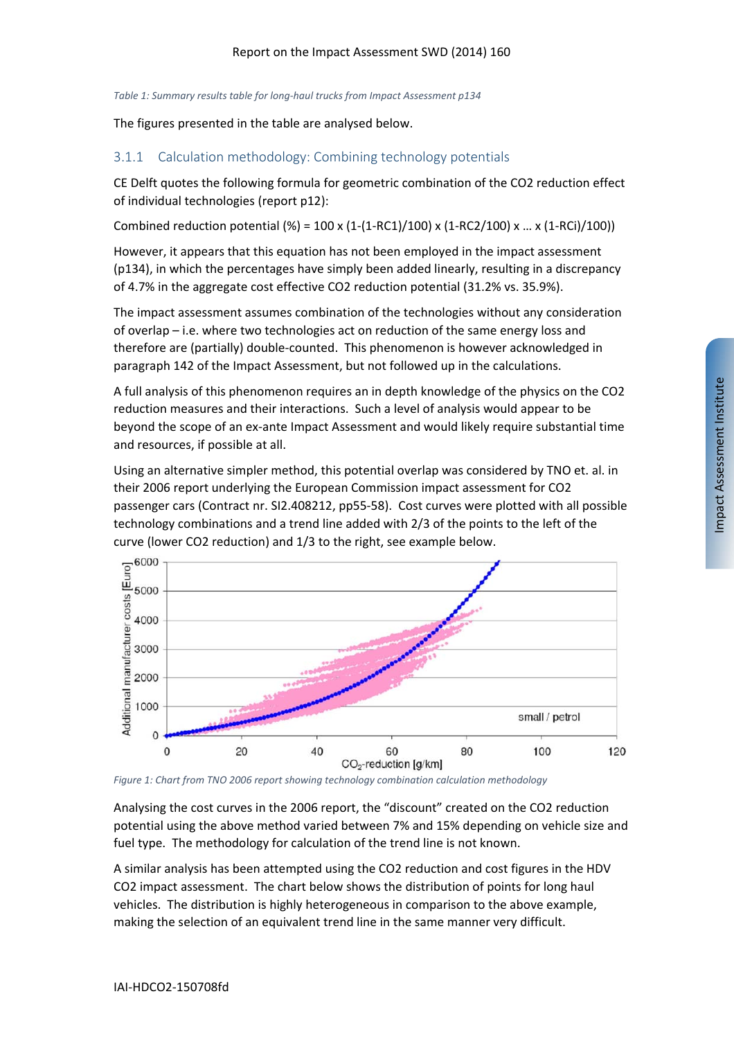*Table 1: Summary results table for long-haul trucks from Impact Assessment p134*

The figures presented in the table are analysed below.

### 3.1.1 Calculation methodology: Combining technology potentials

CE Delft quotes the following formula for geometric combination of the $CO_2$ reduction effect of individual technologies (report p12):

Combined reduction potential (%) = 100 x (1-(1-RC1)/100) x (1-RC2/100) x … x (1-RCi)/100))

However, it appears that this equation has not been employed in the impact assessment (p134), in which the percentages have simply been added linearly, resulting in a discrepancy of 4.7% in the aggregate cost effective $CO_2$ reduction potential (31.2% vs. 35.9%).

The impact assessment assumes combination of the technologies without any consideration of overlap – i.e. where two technologies act on reduction of the same energy loss and therefore are (partially) double-counted. This phenomenon is however acknowledged in paragraph 142 of the Impact Assessment, but not followed up in the calculations.

A full analysis of this phenomenon requires an in depth knowledge of the physics on the $CO_2$ reduction measures and their interactions. Such a level of analysis would appear to be beyond the scope of an ex-ante Impact Assessment and would likely require substantial time and resources, if possible at all.

Using an alternative simpler method, this potential overlap was considered by TNO et. al. in their 2006 report underlying the European Commission impact assessment for $CO_2$ passenger cars (Contract nr. SI2.408212, pp55-58). Cost curves were plotted with all possible technology combinations and a trend line added with 2/3 of the points to the left of the curve (lower $CO_2$ reduction) and 1/3 to the right, see example below.

*Figure 1: Chart from TNO 2006 report showing technology combination calculation methodology*

Analysing the cost curves in the 2006 report, the "discount" created on the $CO_2$ reduction potential using the above method varied between 7% and 15% depending on vehicle size and fuel type. The methodology for calculation of the trend line is not known.

A similar analysis has been attempted using the $CO_2$ reduction and cost figures in the HDV $CO_2$ impact assessment. The chart below shows the distribution of points for long haul vehicles. The distribution is highly heterogeneous in comparison to the above example, making the selection of an equivalent trend line in the same manner very difficult.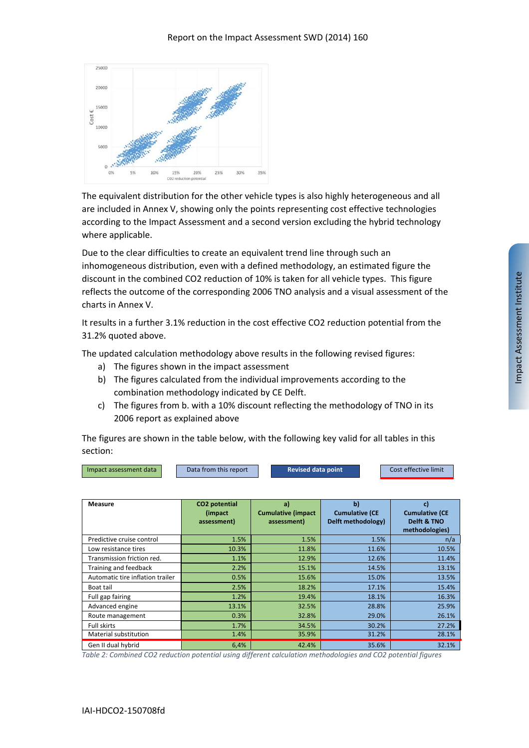The equivalent distribution for the other vehicle types is also highly heterogeneous and all are included in Annex V, showing only the points representing cost effective technologies according to the Impact Assessment and a second version excluding the hybrid technology where applicable.

Due to the clear difficulties to create an equivalent trend line through such an inhomogeneous distribution, even with a defined methodology, an estimated figure the discount in the combined CO2 reduction of 10% is taken for all vehicle types. This figure reflects the outcome of the corresponding 2006 TNO analysis and a visual assessment of the charts in Annex V.

It results in a further 3.1% reduction in the cost effective CO2 reduction potential from the 31.2% quoted above.

The updated calculation methodology above results in the following revised figures:

a) The figures shown in the impact assessment
b) The figures calculated from the individual improvements according to the combination methodology indicated by CE Delft.
c) The figures from b. with a 10% discount reflecting the methodology of TNO in its 2006 report as explained above

The figures are shown in the table below, with the following key valid for all tables in this section:

Impact assessment data | Data from this report | **Revised data point** | Cost effective limit

| Measure | CO2 potential (impact assessment) | a) Cumulative (impact assessment) | b) Cumulative (CE Delft methodology) | c) Cumulative (CE Delft & TNO methodologies) |
|---|---|---|---|---|
| Predictive cruise control | 1.5% | 1.5% | 1.5% | n/a |
| Low resistance tires | 10.3% | 11.8% | 11.6% | 10.5% |
| Transmission friction red. | 1.1% | 12.9% | 12.6% | 11.4% |
| Training and feedback | 2.2% | 15.1% | 14.5% | 13.1% |
| Automatic tire inflation trailer | 0.5% | 15.6% | 15.0% | 13.5% |
| Boat tail | 2.5% | 18.2% | 17.1% | 15.4% |
| Full gap fairing | 1.2% | 19.4% | 18.1% | 16.3% |
| Advanced engine | 13.1% | 32.5% | 28.8% | 25.9% |
| Route management | 0.3% | 32.8% | 29.0% | 26.1% |
| Full skirts | 1.7% | 34.5% | 30.2% | 27.2% |
| Material substitution | 1.4% | 35.9% | 31.2% | 28.1% |
| Gen II dual hybrid | 6,4% | 42.4% | 35.6% | 32.1% |

*Table 2: Combined CO2 reduction potential using different calculation methodologies and CO2 potential figures*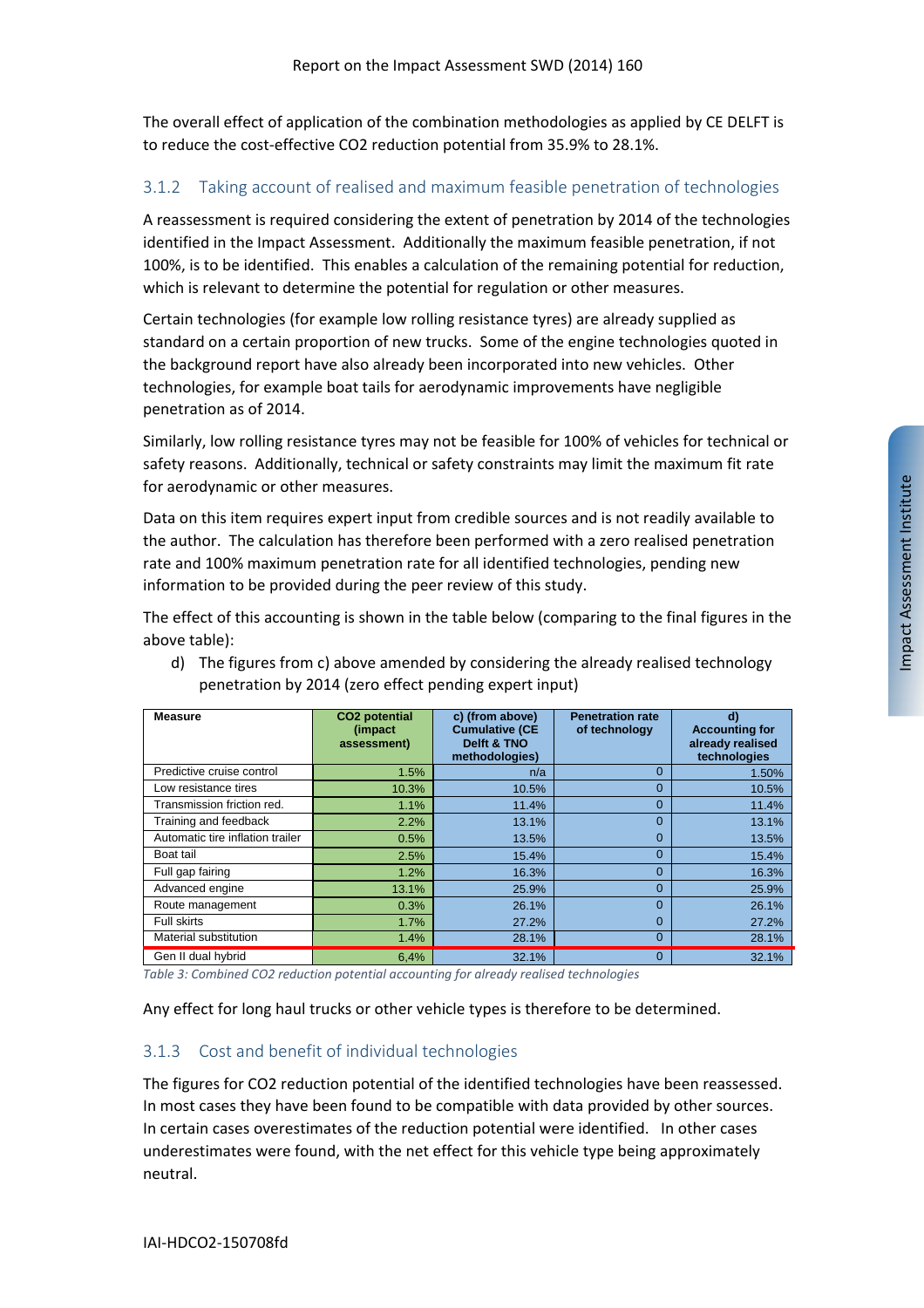The overall effect of application of the combination methodologies as applied by CE DELFT is to reduce the cost-effective $CO_2$ reduction potential from 35.9% to 28.1%.

### 3.1.2 Taking account of realised and maximum feasible penetration of technologies

A reassessment is required considering the extent of penetration by 2014 of the technologies identified in the Impact Assessment. Additionally the maximum feasible penetration, if not 100%, is to be identified. This enables a calculation of the remaining potential for reduction, which is relevant to determine the potential for regulation or other measures.

Certain technologies (for example low rolling resistance tyres) are already supplied as standard on a certain proportion of new trucks. Some of the engine technologies quoted in the background report have also already been incorporated into new vehicles. Other technologies, for example boat tails for aerodynamic improvements have negligible penetration as of 2014.

Similarly, low rolling resistance tyres may not be feasible for 100% of vehicles for technical or safety reasons. Additionally, technical or safety constraints may limit the maximum fit rate for aerodynamic or other measures.

Data on this item requires expert input from credible sources and is not readily available to the author. The calculation has therefore been performed with a zero realised penetration rate and 100% maximum penetration rate for all identified technologies, pending new information to be provided during the peer review of this study.

The effect of this accounting is shown in the table below (comparing to the final figures in the above table):

d) The figures from c) above amended by considering the already realised technology penetration by 2014 (zero effect pending expert input)

| Measure | $CO_2$ potential (impact assessment) | c) (from above) Cumulative (CE Delft & TNO methodologies) | Penetration rate of technology | d) Accounting for already realised technologies |
|---|---|---|---|---|
| Predictive cruise control | 1.5% | n/a | 0 | 1.50% |
| Low resistance tires | 10.3% | 10.5% | 0 | 10.5% |
| Transmission friction red. | 1.1% | 11.4% | 0 | 11.4% |
| Training and feedback | 2.2% | 13.1% | 0 | 13.1% |
| Automatic tire inflation trailer | 0.5% | 13.5% | 0 | 13.5% |
| Boat tail | 2.5% | 15.4% | 0 | 15.4% |
| Full gap fairing | 1.2% | 16.3% | 0 | 16.3% |
| Advanced engine | 13.1% | 25.9% | 0 | 25.9% |
| Route management | 0.3% | 26.1% | 0 | 26.1% |
| Full skirts | 1.7% | 27.2% | 0 | 27.2% |
| Material substitution | 1.4% | 28.1% | 0 | 28.1% |
| Gen II dual hybrid | 6,4% | 32.1% | 0 | 32.1% |

*Table 3: Combined CO2 reduction potential accounting for already realised technologies*

Any effect for long haul trucks or other vehicle types is therefore to be determined.

### 3.1.3 Cost and benefit of individual technologies

The figures for $CO_2$ reduction potential of the identified technologies have been reassessed. In most cases they have been found to be compatible with data provided by other sources. In certain cases overestimates of the reduction potential were identified. In other cases underestimates were found, with the net effect for this vehicle type being approximately neutral.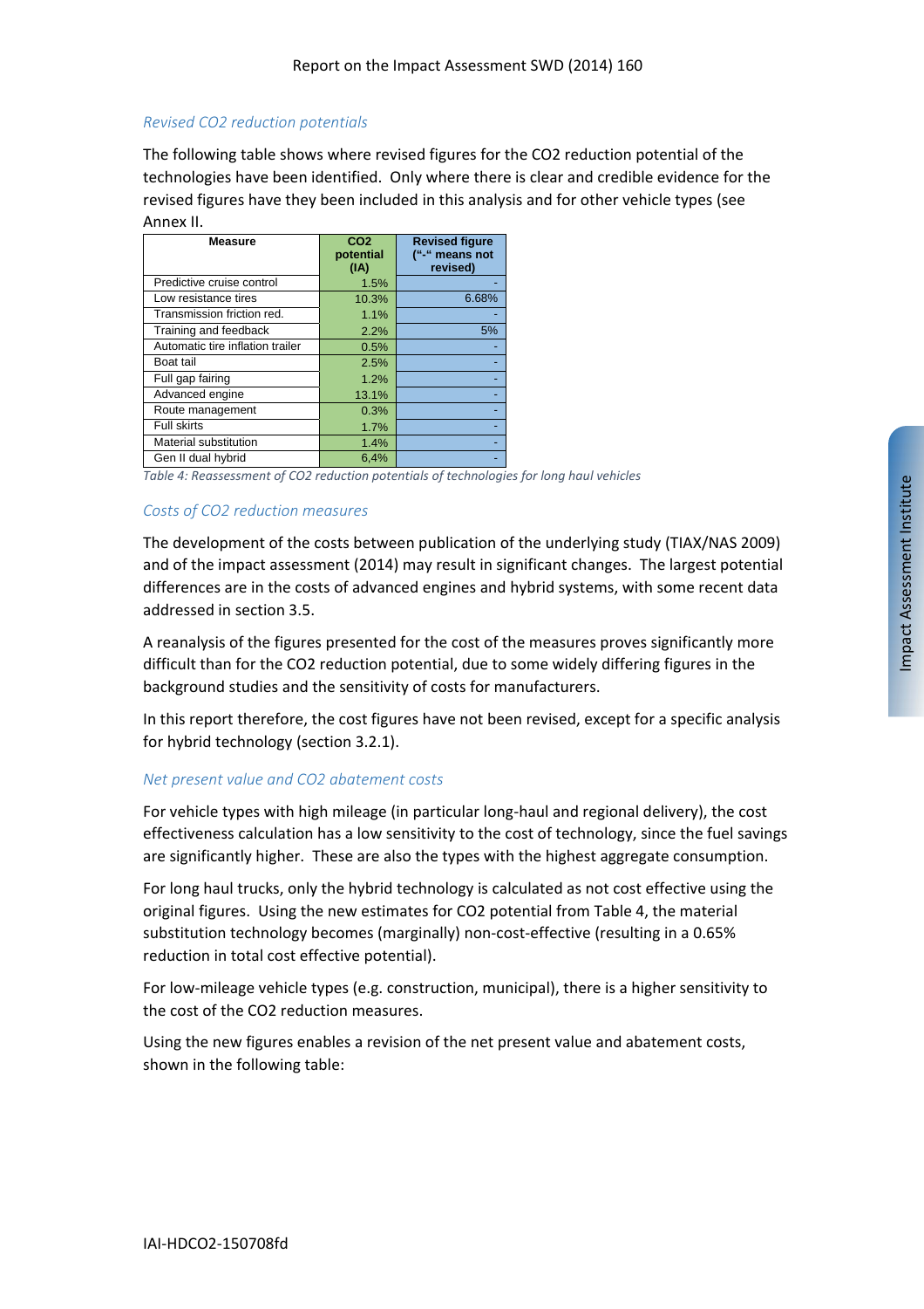### *Revised CO2 reduction potentials*

The following table shows where revised figures for the $CO_2$ reduction potential of the technologies have been identified. Only where there is clear and credible evidence for the revised figures have they been included in this analysis and for other vehicle types (see Annex II.

| Measure | CO2 potential (IA) | Revised figure ("-" means not revised) |
|---|---|---|
| Predictive cruise control | 1.5% | - |
| Low resistance tires | 10.3% | 6.68% |
| Transmission friction red. | 1.1% | - |
| Training and feedback | 2.2% | 5% |
| Automatic tire inflation trailer | 0.5% | - |
| Boat tail | 2.5% | - |
| Full gap fairing | 1.2% | - |
| Advanced engine | 13.1% | - |
| Route management | 0.3% | - |
| Full skirts | 1.7% | - |
| Material substitution | 1.4% | - |
| Gen II dual hybrid | 6,4% | - |

*Table 4: Reassessment of CO2 reduction potentials of technologies for long haul vehicles*

### *Costs of CO2 reduction measures*

The development of the costs between publication of the underlying study (TIAX/NAS 2009) and of the impact assessment (2014) may result in significant changes. The largest potential differences are in the costs of advanced engines and hybrid systems, with some recent data addressed in section 3.5.

A reanalysis of the figures presented for the cost of the measures proves significantly more difficult than for the $CO_2$ reduction potential, due to some widely differing figures in the background studies and the sensitivity of costs for manufacturers.

In this report therefore, the cost figures have not been revised, except for a specific analysis for hybrid technology (section 3.2.1).

### *Net present value and CO2 abatement costs*

For vehicle types with high mileage (in particular long-haul and regional delivery), the cost effectiveness calculation has a low sensitivity to the cost of technology, since the fuel savings are significantly higher. These are also the types with the highest aggregate consumption.

For long haul trucks, only the hybrid technology is calculated as not cost effective using the original figures. Using the new estimates for $CO_2$ potential from Table 4, the material substitution technology becomes (marginally) non-cost-effective (resulting in a 0.65% reduction in total cost effective potential).

For low-mileage vehicle types (e.g. construction, municipal), there is a higher sensitivity to the cost of the $CO_2$ reduction measures.

Using the new figures enables a revision of the net present value and abatement costs, shown in the following table: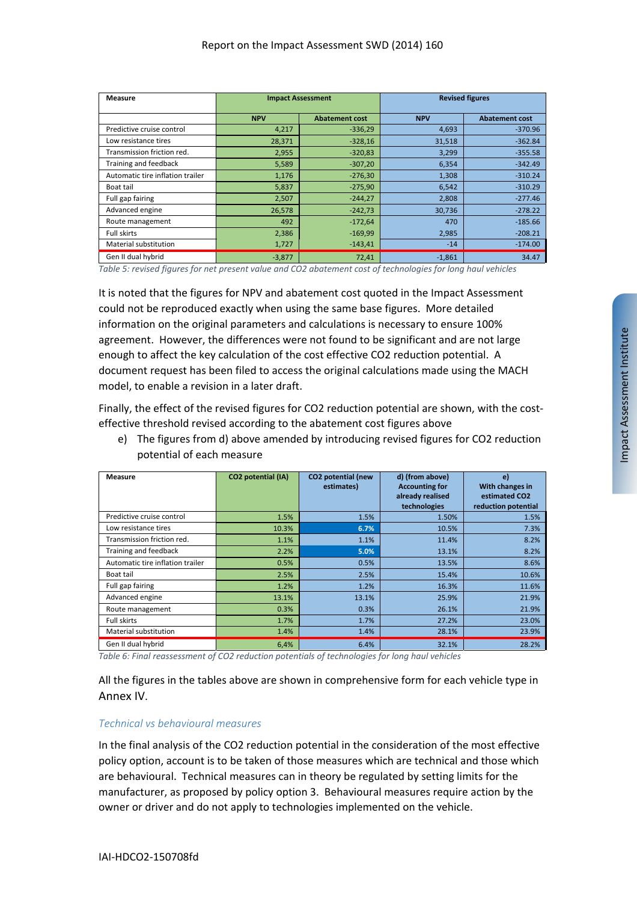| Measure | Impact Assessment | | Revised figures | |
|---|---|---|---|---|
| | NPV | Abatement cost | NPV | Abatement cost |
| Predictive cruise control | 4,217 | -336,29 | 4,693 | -370.96 |
| Low resistance tires | 28,371 | -328,16 | 31,518 | -362.84 |
| Transmission friction red. | 2,955 | -320,83 | 3,299 | -355.58 |
| Training and feedback | 5,589 | -307,20 | 6,354 | -342.49 |
| Automatic tire inflation trailer | 1,176 | -276,30 | 1,308 | -310.24 |
| Boat tail | 5,837 | -275,90 | 6,542 | -310.29 |
| Full gap fairing | 2,507 | -244,27 | 2,808 | -277.46 |
| Advanced engine | 26,578 | -242,73 | 30,736 | -278.22 |
| Route management | 492 | -172,64 | 470 | -185.66 |
| Full skirts | 2,386 | -169,99 | 2,985 | -208.21 |
| Material substitution | 1,727 | -143,41 | -14 | -174.00 |
| Gen II dual hybrid | -3,877 | 72,41 | -1,861 | 34.47 |

*Table 5: revised figures for net present value and CO2 abatement cost of technologies for long haul vehicles*

It is noted that the figures for NPV and abatement cost quoted in the Impact Assessment could not be reproduced exactly when using the same base figures. More detailed information on the original parameters and calculations is necessary to ensure 100% agreement. However, the differences were not found to be significant and are not large enough to affect the key calculation of the cost effective $CO_2$ reduction potential. A document request has been filed to access the original calculations made using the MACH model, to enable a revision in a later draft.

Finally, the effect of the revised figures for $CO_2$ reduction potential are shown, with the cost-effective threshold revised according to the abatement cost figures above

e) The figures from d) above amended by introducing revised figures for $CO_2$ reduction potential of each measure

| Measure | CO2 potential (IA) | CO2 potential (new estimates) | d) (from above) Accounting for already realised technologies | e) With changes in estimated CO2 reduction potential |
|---|---|---|---|---|
| Predictive cruise control | 1.5% | 1.5% | 1.50% | 1.5% |
| Low resistance tires | 10.3% | 6.7% | 10.5% | 7.3% |
| Transmission friction red. | 1.1% | 1.1% | 11.4% | 8.2% |
| Training and feedback | 2.2% | 5.0% | 13.1% | 8.2% |
| Automatic tire inflation trailer | 0.5% | 0.5% | 13.5% | 8.6% |
| Boat tail | 2.5% | 2.5% | 15.4% | 10.6% |
| Full gap fairing | 1.2% | 1.2% | 16.3% | 11.6% |
| Advanced engine | 13.1% | 13.1% | 25.9% | 21.9% |
| Route management | 0.3% | 0.3% | 26.1% | 21.9% |
| Full skirts | 1.7% | 1.7% | 27.2% | 23.0% |
| Material substitution | 1.4% | 1.4% | 28.1% | 23.9% |
| Gen II dual hybrid | 6,4% | 6.4% | 32.1% | 28.2% |

*Table 6: Final reassessment of CO2 reduction potentials of technologies for long haul vehicles*

All the figures in the tables above are shown in comprehensive form for each vehicle type in Annex IV.

### *Technical vs behavioural measures*

In the final analysis of the $CO_2$ reduction potential in the consideration of the most effective policy option, account is to be taken of those measures which are technical and those which are behavioural. Technical measures can in theory be regulated by setting limits for the manufacturer, as proposed by policy option 3. Behavioural measures require action by the owner or driver and do not apply to technologies implemented on the vehicle.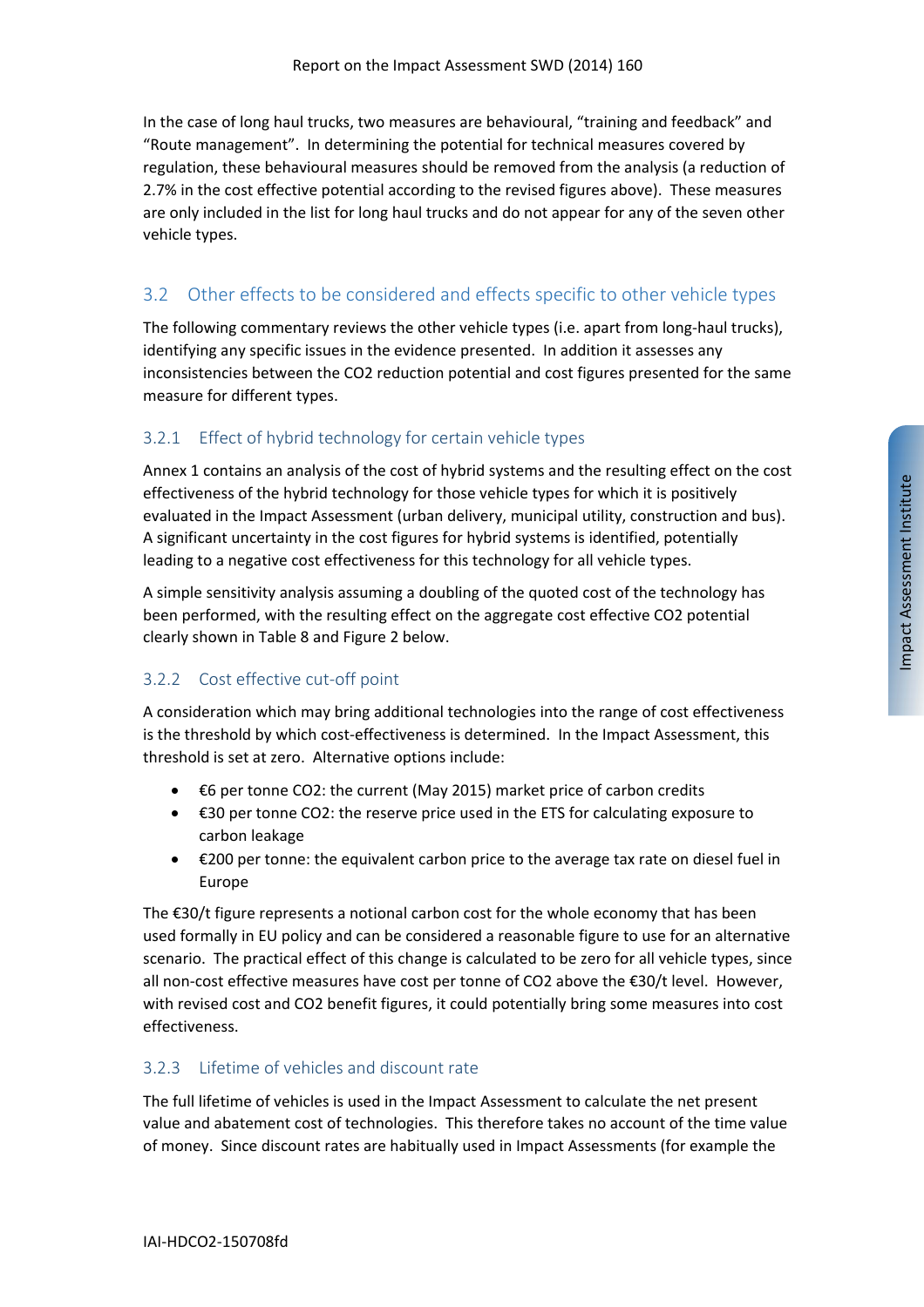In the case of long haul trucks, two measures are behavioural, "training and feedback" and "Route management". In determining the potential for technical measures covered by regulation, these behavioural measures should be removed from the analysis (a reduction of 2.7% in the cost effective potential according to the revised figures above). These measures are only included in the list for long haul trucks and do not appear for any of the seven other vehicle types.

## 3.2 Other effects to be considered and effects specific to other vehicle types

The following commentary reviews the other vehicle types (i.e. apart from long-haul trucks), identifying any specific issues in the evidence presented. In addition it assesses any inconsistencies between the CO2 reduction potential and cost figures presented for the same measure for different types.

### 3.2.1 Effect of hybrid technology for certain vehicle types

Annex 1 contains an analysis of the cost of hybrid systems and the resulting effect on the cost effectiveness of the hybrid technology for those vehicle types for which it is positively evaluated in the Impact Assessment (urban delivery, municipal utility, construction and bus). A significant uncertainty in the cost figures for hybrid systems is identified, potentially leading to a negative cost effectiveness for this technology for all vehicle types.

A simple sensitivity analysis assuming a doubling of the quoted cost of the technology has been performed, with the resulting effect on the aggregate cost effective CO2 potential clearly shown in Table 8 and Figure 2 below.

### 3.2.2 Cost effective cut-off point

A consideration which may bring additional technologies into the range of cost effectiveness is the threshold by which cost-effectiveness is determined. In the Impact Assessment, this threshold is set at zero. Alternative options include:

- €6 per tonne CO2: the current (May 2015) market price of carbon credits
- €30 per tonne CO2: the reserve price used in the ETS for calculating exposure to carbon leakage
- €200 per tonne: the equivalent carbon price to the average tax rate on diesel fuel in Europe

The €30/t figure represents a notional carbon cost for the whole economy that has been used formally in EU policy and can be considered a reasonable figure to use for an alternative scenario. The practical effect of this change is calculated to be zero for all vehicle types, since all non-cost effective measures have cost per tonne of CO2 above the €30/t level. However, with revised cost and CO2 benefit figures, it could potentially bring some measures into cost effectiveness.

### 3.2.3 Lifetime of vehicles and discount rate

The full lifetime of vehicles is used in the Impact Assessment to calculate the net present value and abatement cost of technologies. This therefore takes no account of the time value of money. Since discount rates are habitually used in Impact Assessments (for example the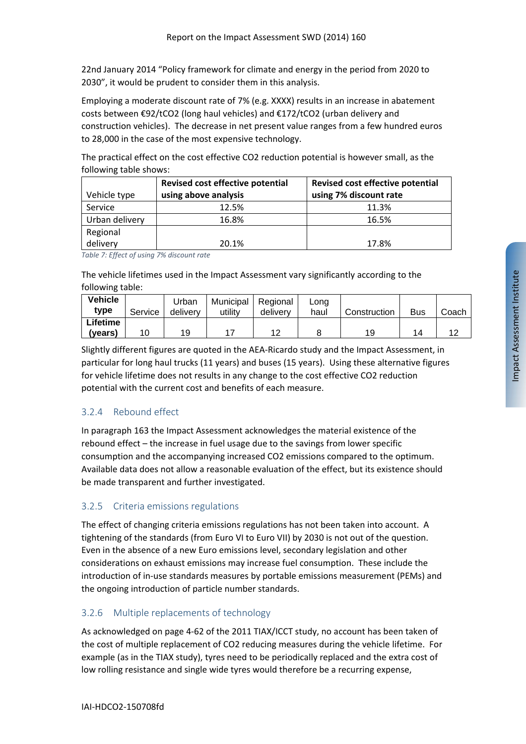22nd January 2014 "Policy framework for climate and energy in the period from 2020 to 2030", it would be prudent to consider them in this analysis.

Employing a moderate discount rate of 7% (e.g. XXXX) results in an increase in abatement costs between €92/t$CO_2$ (long haul vehicles) and €172/t$CO_2$ (urban delivery and construction vehicles). The decrease in net present value ranges from a few hundred euros to 28,000 in the case of the most expensive technology.

The practical effect on the cost effective $CO_2$ reduction potential is however small, as the following table shows:

| Vehicle type | **Revised cost effective potential using above analysis** | **Revised cost effective potential using 7% discount rate** |
|---|---|---|
| Service | 12.5% | 11.3% |
| Urban delivery | 16.8% | 16.5% |
| Regional delivery | 20.1% | 17.8% |

*Table 7: Effect of using 7% discount rate*

The vehicle lifetimes used in the Impact Assessment vary significantly according to the following table:

| **Vehicle type** | Service | Urban delivery | Municipal utility | Regional delivery | Long haul | Construction | Bus | Coach |
|---|---|---|---|---|---|---|---|---|
| **Lifetime (years)** | 10 | 19 | 17 | 12 | 8 | 19 | 14 | 12 |

Slightly different figures are quoted in the AEA-Ricardo study and the Impact Assessment, in particular for long haul trucks (11 years) and buses (15 years). Using these alternative figures for vehicle lifetime does not results in any change to the cost effective $CO_2$ reduction potential with the current cost and benefits of each measure.

### 3.2.4 Rebound effect

In paragraph 163 the Impact Assessment acknowledges the material existence of the rebound effect – the increase in fuel usage due to the savings from lower specific consumption and the accompanying increased $CO_2$ emissions compared to the optimum. Available data does not allow a reasonable evaluation of the effect, but its existence should be made transparent and further investigated.

### 3.2.5 Criteria emissions regulations

The effect of changing criteria emissions regulations has not been taken into account. A tightening of the standards (from Euro VI to Euro VII) by 2030 is not out of the question. Even in the absence of a new Euro emissions level, secondary legislation and other considerations on exhaust emissions may increase fuel consumption. These include the introduction of in-use standards measures by portable emissions measurement (PEMs) and the ongoing introduction of particle number standards.

### 3.2.6 Multiple replacements of technology

As acknowledged on page 4-62 of the 2011 TIAX/ICCT study, no account has been taken of the cost of multiple replacement of $CO_2$ reducing measures during the vehicle lifetime. For example (as in the TIAX study), tyres need to be periodically replaced and the extra cost of low rolling resistance and single wide tyres would therefore be a recurring expense,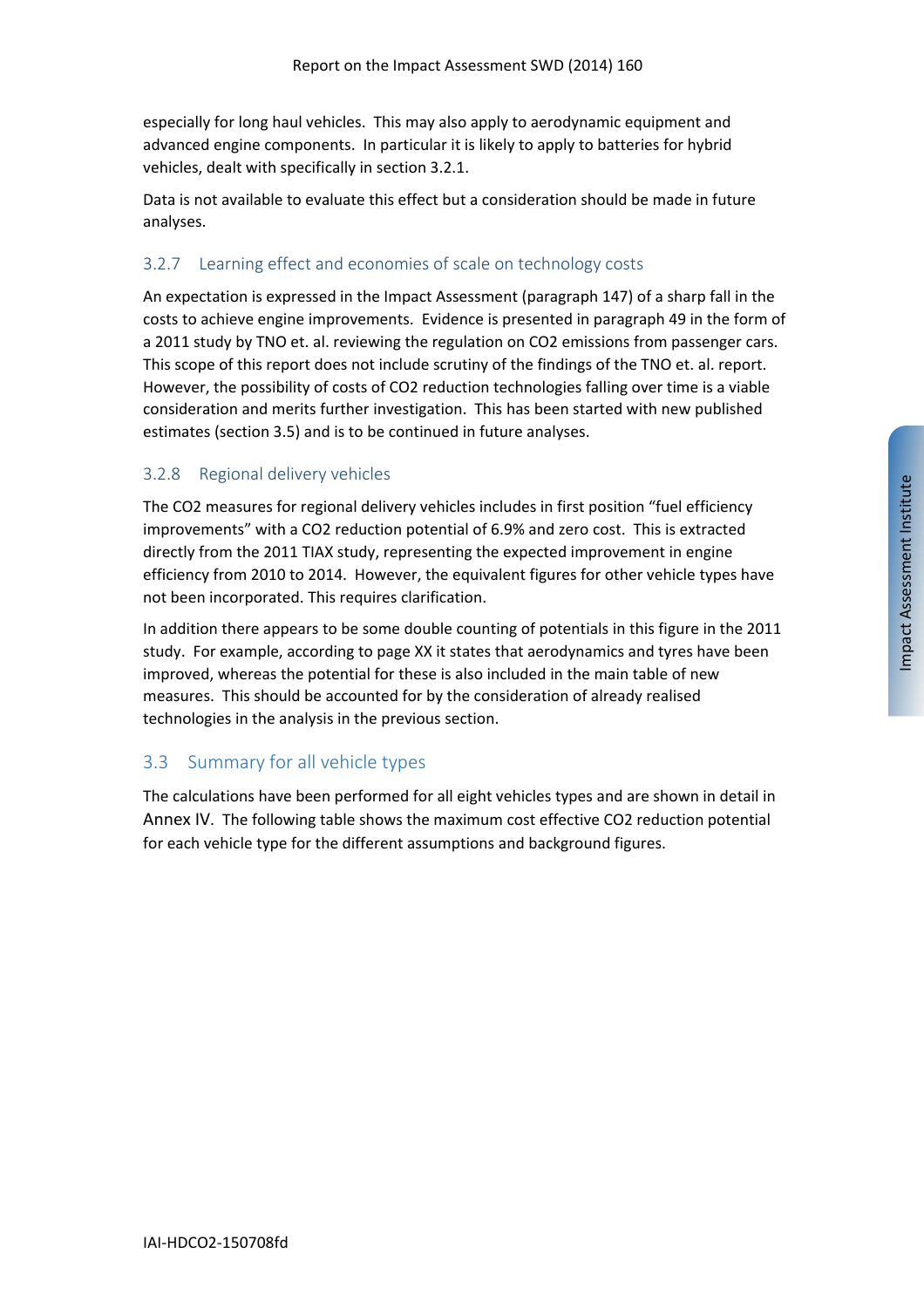especially for long haul vehicles. This may also apply to aerodynamic equipment and advanced engine components. In particular it is likely to apply to batteries for hybrid vehicles, dealt with specifically in section 3.2.1.

Data is not available to evaluate this effect but a consideration should be made in future analyses.

### 3.2.7 Learning effect and economies of scale on technology costs

An expectation is expressed in the Impact Assessment (paragraph 147) of a sharp fall in the costs to achieve engine improvements. Evidence is presented in paragraph 49 in the form of a 2011 study by TNO et. al. reviewing the regulation on $CO_2$ emissions from passenger cars. This scope of this report does not include scrutiny of the findings of the TNO et. al. report. However, the possibility of costs of $CO_2$ reduction technologies falling over time is a viable consideration and merits further investigation. This has been started with new published estimates (section 3.5) and is to be continued in future analyses.

### 3.2.8 Regional delivery vehicles

The $CO_2$ measures for regional delivery vehicles includes in first position "fuel efficiency improvements" with a $CO_2$ reduction potential of 6.9% and zero cost. This is extracted directly from the 2011 TIAX study, representing the expected improvement in engine efficiency from 2010 to 2014. However, the equivalent figures for other vehicle types have not been incorporated. This requires clarification.

In addition there appears to be some double counting of potentials in this figure in the 2011 study. For example, according to page XX it states that aerodynamics and tyres have been improved, whereas the potential for these is also included in the main table of new measures. This should be accounted for by the consideration of already realised technologies in the analysis in the previous section.

## 3.3 Summary for all vehicle types

The calculations have been performed for all eight vehicles types and are shown in detail in Annex IV. The following table shows the maximum cost effective $CO_2$ reduction potential for each vehicle type for the different assumptions and background figures.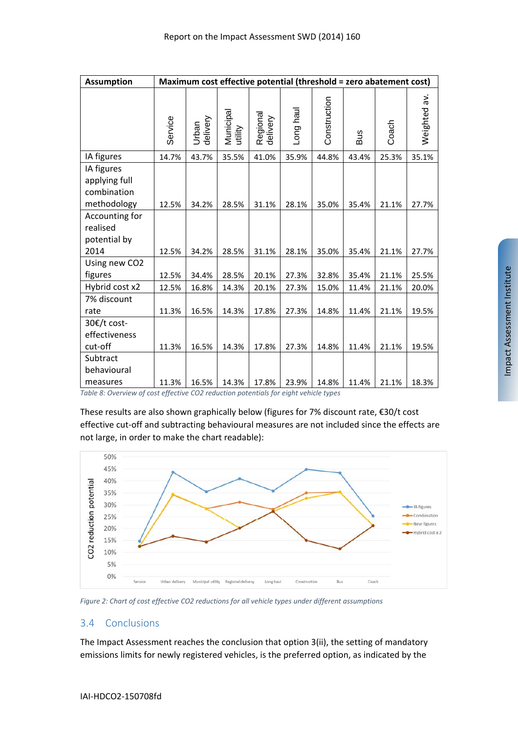| Assumption | Maximum cost effective potential (threshold = zero abatement cost) | | | | | | | | |
|---|---|---|---|---|---|---|---|---|---|
| | Service | Urban delivery | Municipal utility | Regional delivery | Long haul | Construction | Bus | Coach | Weighted av. |
| IA figures | 14.7% | 43.7% | 35.5% | 41.0% | 35.9% | 44.8% | 43.4% | 25.3% | 35.1% |
| IA figures applying full combination methodology | 12.5% | 34.2% | 28.5% | 31.1% | 28.1% | 35.0% | 35.4% | 21.1% | 27.7% |
| Accounting for realised potential by 2014 | 12.5% | 34.2% | 28.5% | 31.1% | 28.1% | 35.0% | 35.4% | 21.1% | 27.7% |
| Using new CO2 figures | 12.5% | 34.4% | 28.5% | 20.1% | 27.3% | 32.8% | 35.4% | 21.1% | 25.5% |
| Hybrid cost x2 | 12.5% | 16.8% | 14.3% | 20.1% | 27.3% | 15.0% | 11.4% | 21.1% | 20.0% |
| 7% discount rate | 11.3% | 16.5% | 14.3% | 17.8% | 27.3% | 14.8% | 11.4% | 21.1% | 19.5% |
| 30€/t cost-effectiveness cut-off | 11.3% | 16.5% | 14.3% | 17.8% | 27.3% | 14.8% | 11.4% | 21.1% | 19.5% |
| Subtract behavioural measures | 11.3% | 16.5% | 14.3% | 17.8% | 23.9% | 14.8% | 11.4% | 21.1% | 18.3% |

*Table 8: Overview of cost effective CO2 reduction potentials for eight vehicle types*

These results are also shown graphically below (figures for 7% discount rate, €30/t cost effective cut-off and subtracting behavioural measures are not included since the effects are not large, in order to make the chart readable):

*Figure 2: Chart of cost effective CO2 reductions for all vehicle types under different assumptions*

## 3.4 Conclusions

The Impact Assessment reaches the conclusion that option 3(ii), the setting of mandatory emissions limits for newly registered vehicles, is the preferred option, as indicated by the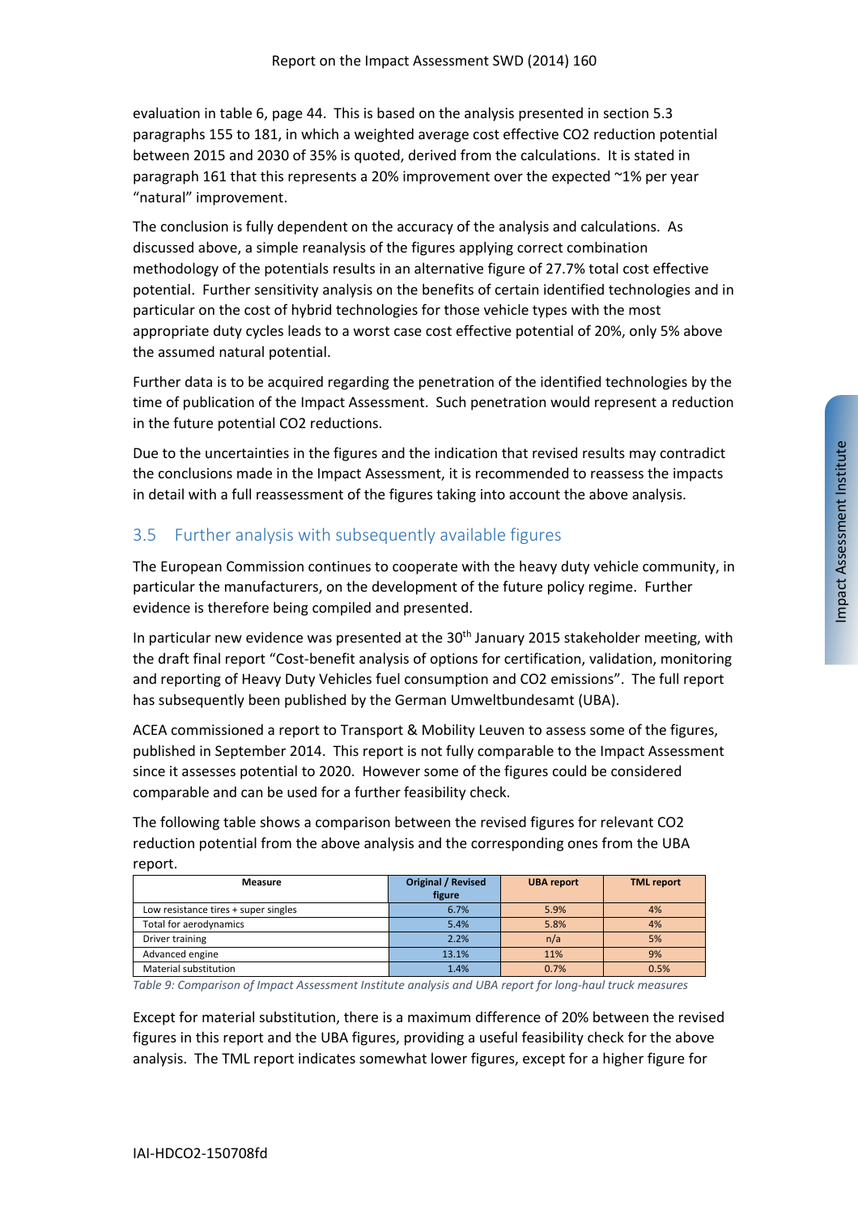evaluation in table 6, page 44. This is based on the analysis presented in section 5.3 paragraphs 155 to 181, in which a weighted average cost effective $CO_2$ reduction potential between 2015 and 2030 of 35% is quoted, derived from the calculations. It is stated in paragraph 161 that this represents a 20% improvement over the expected ~1% per year "natural" improvement.

The conclusion is fully dependent on the accuracy of the analysis and calculations. As discussed above, a simple reanalysis of the figures applying correct combination methodology of the potentials results in an alternative figure of 27.7% total cost effective potential. Further sensitivity analysis on the benefits of certain identified technologies and in particular on the cost of hybrid technologies for those vehicle types with the most appropriate duty cycles leads to a worst case cost effective potential of 20%, only 5% above the assumed natural potential.

Further data is to be acquired regarding the penetration of the identified technologies by the time of publication of the Impact Assessment. Such penetration would represent a reduction in the future potential $CO_2$ reductions.

Due to the uncertainties in the figures and the indication that revised results may contradict the conclusions made in the Impact Assessment, it is recommended to reassess the impacts in detail with a full reassessment of the figures taking into account the above analysis.

## 3.5 Further analysis with subsequently available figures

The European Commission continues to cooperate with the heavy duty vehicle community, in particular the manufacturers, on the development of the future policy regime. Further evidence is therefore being compiled and presented.

In particular new evidence was presented at the 30th January 2015 stakeholder meeting, with the draft final report "Cost-benefit analysis of options for certification, validation, monitoring and reporting of Heavy Duty Vehicles fuel consumption and $CO_2$ emissions". The full report has subsequently been published by the German Umweltbundesamt (UBA).

ACEA commissioned a report to Transport & Mobility Leuven to assess some of the figures, published in September 2014. This report is not fully comparable to the Impact Assessment since it assesses potential to 2020. However some of the figures could be considered comparable and can be used for a further feasibility check.

The following table shows a comparison between the revised figures for relevant $CO_2$ reduction potential from the above analysis and the corresponding ones from the UBA report.

| Measure | Original / Revised figure | UBA report | TML report |
|---|---|---|---|
| Low resistance tires + super singles | 6.7% | 5.9% | 4% |
| Total for aerodynamics | 5.4% | 5.8% | 4% |
| Driver training | 2.2% | n/a | 5% |
| Advanced engine | 13.1% | 11% | 9% |
| Material substitution | 1.4% | 0.7% | 0.5% |

*Table 9: Comparison of Impact Assessment Institute analysis and UBA report for long-haul truck measures*

Except for material substitution, there is a maximum difference of 20% between the revised figures in this report and the UBA figures, providing a useful feasibility check for the above analysis. The TML report indicates somewhat lower figures, except for a higher figure for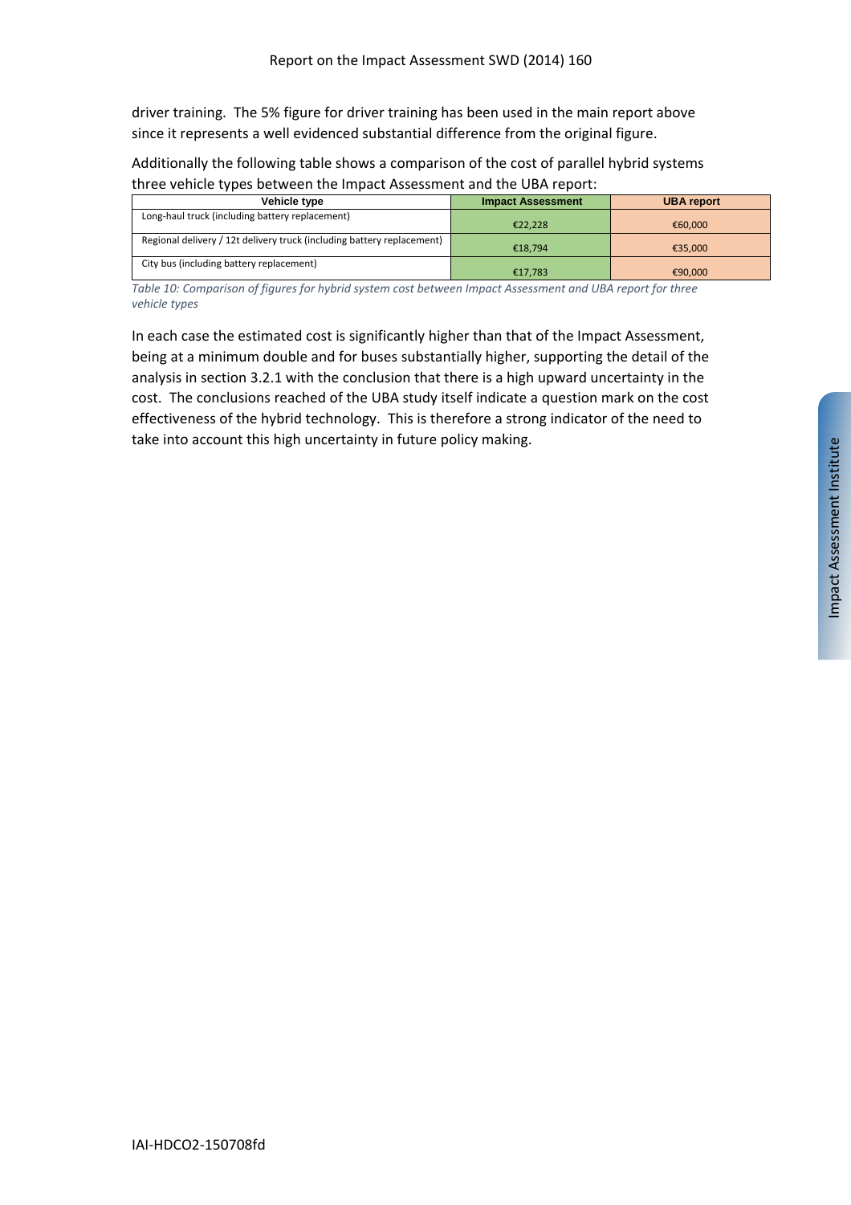driver training. The 5% figure for driver training has been used in the main report above since it represents a well evidenced substantial difference from the original figure.

Additionally the following table shows a comparison of the cost of parallel hybrid systems three vehicle types between the Impact Assessment and the UBA report:

| Vehicle type | Impact Assessment | UBA report |
|---|---|---|
| Long-haul truck (including battery replacement) | €22,228 | €60,000 |
| Regional delivery / 12t delivery truck (including battery replacement) | €18,794 | €35,000 |
| City bus (including battery replacement) | €17,783 | €90,000 |

*Table 10: Comparison of figures for hybrid system cost between Impact Assessment and UBA report for three vehicle types*

In each case the estimated cost is significantly higher than that of the Impact Assessment, being at a minimum double and for buses substantially higher, supporting the detail of the analysis in section 3.2.1 with the conclusion that there is a high upward uncertainty in the cost. The conclusions reached of the UBA study itself indicate a question mark on the cost effectiveness of the hybrid technology. This is therefore a strong indicator of the need to take into account this high uncertainty in future policy making.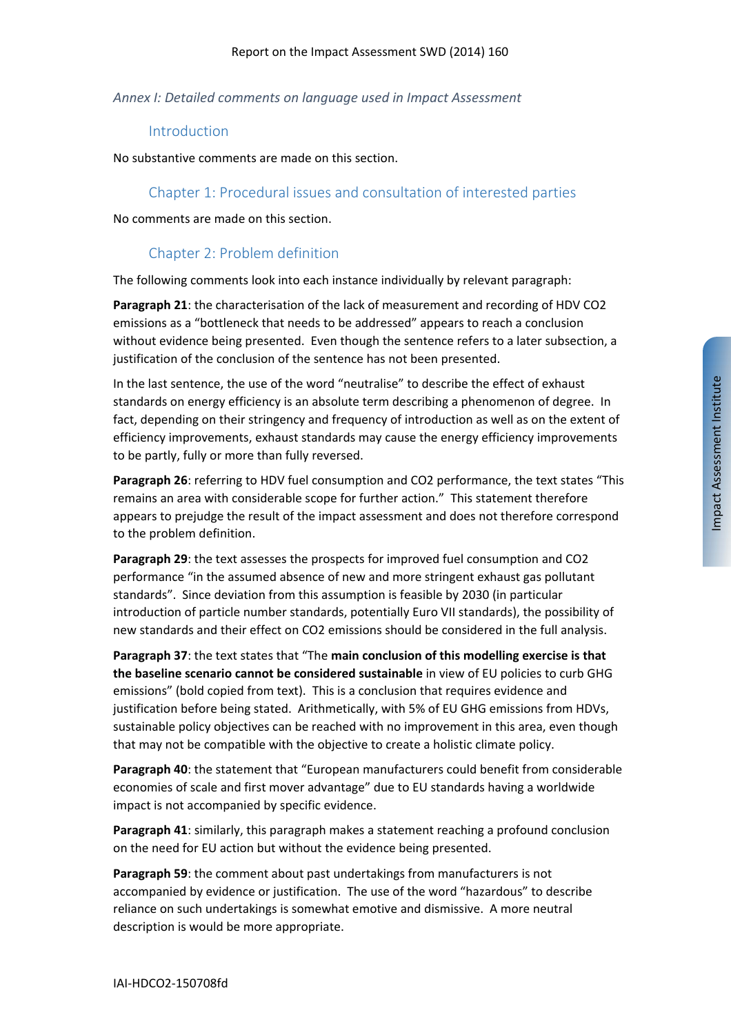*Annex I: Detailed comments on language used in Impact Assessment*

## Introduction

No substantive comments are made on this section.

## Chapter 1: Procedural issues and consultation of interested parties

No comments are made on this section.

## Chapter 2: Problem definition

The following comments look into each instance individually by relevant paragraph:

**Paragraph 21**: the characterisation of the lack of measurement and recording of HDV $CO_2$ emissions as a "bottleneck that needs to be addressed" appears to reach a conclusion without evidence being presented. Even though the sentence refers to a later subsection, a justification of the conclusion of the sentence has not been presented.

In the last sentence, the use of the word "neutralise" to describe the effect of exhaust standards on energy efficiency is an absolute term describing a phenomenon of degree. In fact, depending on their stringency and frequency of introduction as well as on the extent of efficiency improvements, exhaust standards may cause the energy efficiency improvements to be partly, fully or more than fully reversed.

**Paragraph 26**: referring to HDV fuel consumption and $CO_2$ performance, the text states "This remains an area with considerable scope for further action." This statement therefore appears to prejudge the result of the impact assessment and does not therefore correspond to the problem definition.

**Paragraph 29**: the text assesses the prospects for improved fuel consumption and $CO_2$ performance "in the assumed absence of new and more stringent exhaust gas pollutant standards". Since deviation from this assumption is feasible by 2030 (in particular introduction of particle number standards, potentially Euro VII standards), the possibility of new standards and their effect on $CO_2$ emissions should be considered in the full analysis.

**Paragraph 37**: the text states that "The **main conclusion of this modelling exercise is that the baseline scenario cannot be considered sustainable** in view of EU policies to curb GHG emissions" (bold copied from text). This is a conclusion that requires evidence and justification before being stated. Arithmetically, with 5% of EU GHG emissions from HDVs, sustainable policy objectives can be reached with no improvement in this area, even though that may not be compatible with the objective to create a holistic climate policy.

**Paragraph 40**: the statement that "European manufacturers could benefit from considerable economies of scale and first mover advantage" due to EU standards having a worldwide impact is not accompanied by specific evidence.

**Paragraph 41**: similarly, this paragraph makes a statement reaching a profound conclusion on the need for EU action but without the evidence being presented.

**Paragraph 59**: the comment about past undertakings from manufacturers is not accompanied by evidence or justification. The use of the word "hazardous" to describe reliance on such undertakings is somewhat emotive and dismissive. A more neutral description is would be more appropriate.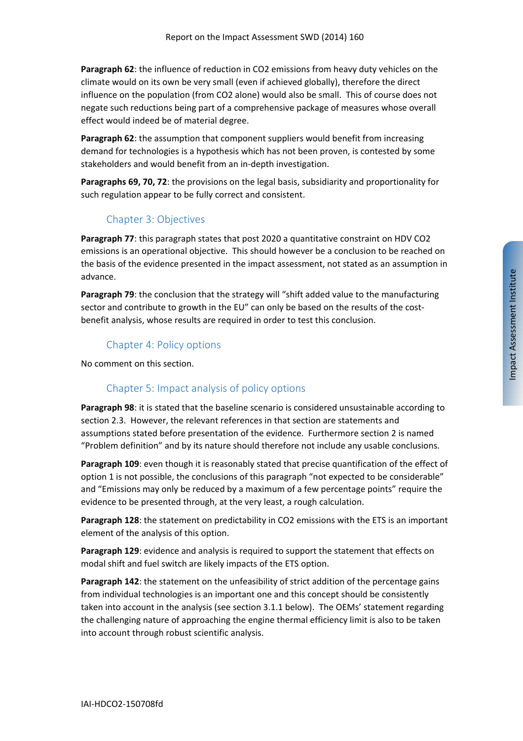**Paragraph 62**: the influence of reduction in $CO_2$ emissions from heavy duty vehicles on the climate would on its own be very small (even if achieved globally), therefore the direct influence on the population (from $CO_2$ alone) would also be small. This of course does not negate such reductions being part of a comprehensive package of measures whose overall effect would indeed be of material degree.

**Paragraph 62**: the assumption that component suppliers would benefit from increasing demand for technologies is a hypothesis which has not been proven, is contested by some stakeholders and would benefit from an in-depth investigation.

**Paragraphs 69, 70, 72**: the provisions on the legal basis, subsidiarity and proportionality for such regulation appear to be fully correct and consistent.

### Chapter 3: Objectives

**Paragraph 77**: this paragraph states that post 2020 a quantitative constraint on HDV $CO_2$ emissions is an operational objective. This should however be a conclusion to be reached on the basis of the evidence presented in the impact assessment, not stated as an assumption in advance.

**Paragraph 79**: the conclusion that the strategy will "shift added value to the manufacturing sector and contribute to growth in the EU" can only be based on the results of the cost-benefit analysis, whose results are required in order to test this conclusion.

### Chapter 4: Policy options

No comment on this section.

### Chapter 5: Impact analysis of policy options

**Paragraph 98**: it is stated that the baseline scenario is considered unsustainable according to section 2.3. However, the relevant references in that section are statements and assumptions stated before presentation of the evidence. Furthermore section 2 is named "Problem definition" and by its nature should therefore not include any usable conclusions.

**Paragraph 109**: even though it is reasonably stated that precise quantification of the effect of option 1 is not possible, the conclusions of this paragraph "not expected to be considerable" and "Emissions may only be reduced by a maximum of a few percentage points" require the evidence to be presented through, at the very least, a rough calculation.

**Paragraph 128**: the statement on predictability in $CO_2$ emissions with the ETS is an important element of the analysis of this option.

**Paragraph 129**: evidence and analysis is required to support the statement that effects on modal shift and fuel switch are likely impacts of the ETS option.

**Paragraph 142**: the statement on the unfeasibility of strict addition of the percentage gains from individual technologies is an important one and this concept should be consistently taken into account in the analysis (see section 3.1.1 below). The OEMs' statement regarding the challenging nature of approaching the engine thermal efficiency limit is also to be taken into account through robust scientific analysis.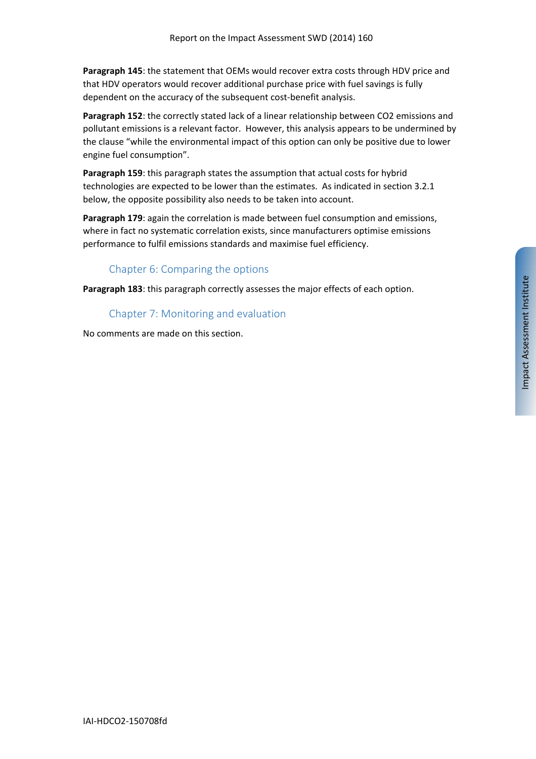**Paragraph 145**: the statement that OEMs would recover extra costs through HDV price and that HDV operators would recover additional purchase price with fuel savings is fully dependent on the accuracy of the subsequent cost-benefit analysis.

**Paragraph 152**: the correctly stated lack of a linear relationship between $CO_2$ emissions and pollutant emissions is a relevant factor. However, this analysis appears to be undermined by the clause "while the environmental impact of this option can only be positive due to lower engine fuel consumption".

**Paragraph 159**: this paragraph states the assumption that actual costs for hybrid technologies are expected to be lower than the estimates. As indicated in section 3.2.1 below, the opposite possibility also needs to be taken into account.

**Paragraph 179**: again the correlation is made between fuel consumption and emissions, where in fact no systematic correlation exists, since manufacturers optimise emissions performance to fulfil emissions standards and maximise fuel efficiency.

## Chapter 6: Comparing the options

**Paragraph 183**: this paragraph correctly assesses the major effects of each option.

## Chapter 7: Monitoring and evaluation

No comments are made on this section.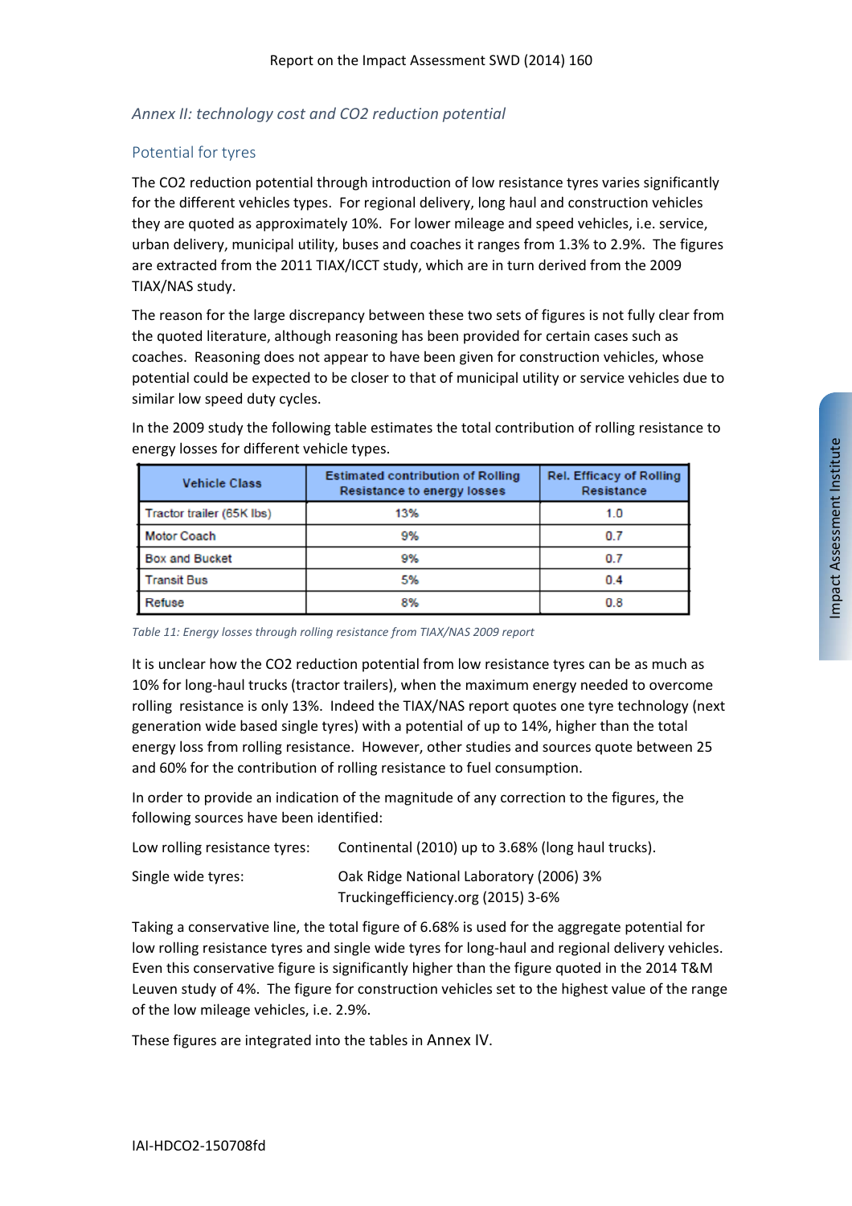*Annex II: technology cost and CO2 reduction potential*

## Potential for tyres

The CO2 reduction potential through introduction of low resistance tyres varies significantly for the different vehicles types. For regional delivery, long haul and construction vehicles they are quoted as approximately 10%. For lower mileage and speed vehicles, i.e. service, urban delivery, municipal utility, buses and coaches it ranges from 1.3% to 2.9%. The figures are extracted from the 2011 TIAX/ICCT study, which are in turn derived from the 2009 TIAX/NAS study.

The reason for the large discrepancy between these two sets of figures is not fully clear from the quoted literature, although reasoning has been provided for certain cases such as coaches. Reasoning does not appear to have been given for construction vehicles, whose potential could be expected to be closer to that of municipal utility or service vehicles due to similar low speed duty cycles.

In the 2009 study the following table estimates the total contribution of rolling resistance to energy losses for different vehicle types.

| Vehicle Class | Estimated contribution of Rolling Resistance to energy losses | Rel. Efficacy of Rolling Resistance |
|---|---|---|
| Tractor trailer (65K lbs) | 13% | 1.0 |
| Motor Coach | 9% | 0.7 |
| Box and Bucket | 9% | 0.7 |
| Transit Bus | 5% | 0.4 |
| Refuse | 8% | 0.8 |

*Table 11: Energy losses through rolling resistance from TIAX/NAS 2009 report*

It is unclear how the CO2 reduction potential from low resistance tyres can be as much as 10% for long-haul trucks (tractor trailers), when the maximum energy needed to overcome rolling resistance is only 13%. Indeed the TIAX/NAS report quotes one tyre technology (next generation wide based single tyres) with a potential of up to 14%, higher than the total energy loss from rolling resistance. However, other studies and sources quote between 25 and 60% for the contribution of rolling resistance to fuel consumption.

In order to provide an indication of the magnitude of any correction to the figures, the following sources have been identified:

Low rolling resistance tyres: Continental (2010) up to 3.68% (long haul trucks).

Single wide tyres: Oak Ridge National Laboratory (2006) 3%
Truckingefficiency.org (2015) 3-6%

Taking a conservative line, the total figure of 6.68% is used for the aggregate potential for low rolling resistance tyres and single wide tyres for long-haul and regional delivery vehicles. Even this conservative figure is significantly higher than the figure quoted in the 2014 T&M Leuven study of 4%. The figure for construction vehicles set to the highest value of the range of the low mileage vehicles, i.e. 2.9%.

These figures are integrated into the tables in Annex IV.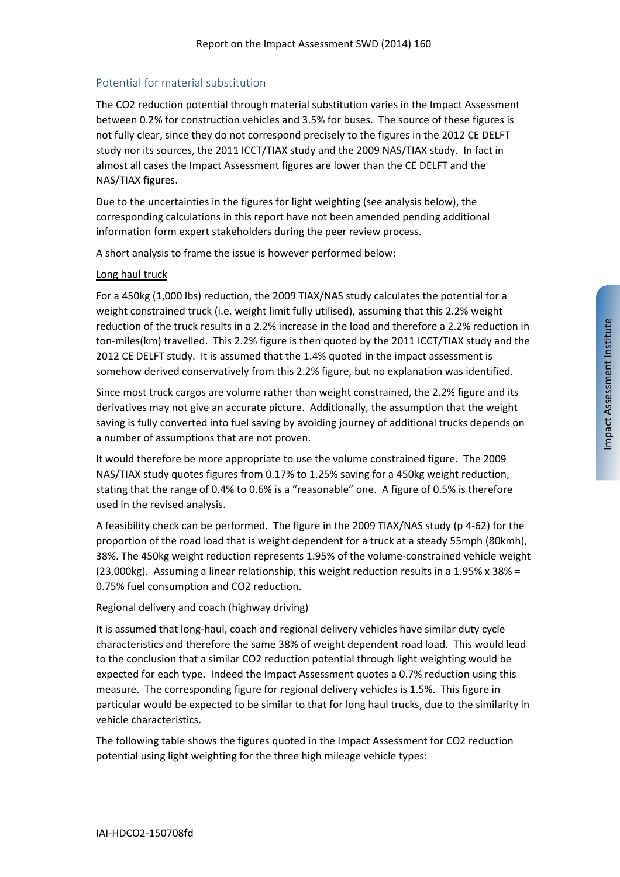## Potential for material substitution

The $CO_2$ reduction potential through material substitution varies in the Impact Assessment between 0.2% for construction vehicles and 3.5% for buses. The source of these figures is not fully clear, since they do not correspond precisely to the figures in the 2012 CE DELFT study nor its sources, the 2011 ICCT/TIAX study and the 2009 NAS/TIAX study. In fact in almost all cases the Impact Assessment figures are lower than the CE DELFT and the NAS/TIAX figures.

Due to the uncertainties in the figures for light weighting (see analysis below), the corresponding calculations in this report have not been amended pending additional information form expert stakeholders during the peer review process.

A short analysis to frame the issue is however performed below:

Long haul truck

For a 450kg (1,000 lbs) reduction, the 2009 TIAX/NAS study calculates the potential for a weight constrained truck (i.e. weight limit fully utilised), assuming that this 2.2% weight reduction of the truck results in a 2.2% increase in the load and therefore a 2.2% reduction in ton-miles(km) travelled. This 2.2% figure is then quoted by the 2011 ICCT/TIAX study and the 2012 CE DELFT study. It is assumed that the 1.4% quoted in the impact assessment is somehow derived conservatively from this 2.2% figure, but no explanation was identified.

Since most truck cargos are volume rather than weight constrained, the 2.2% figure and its derivatives may not give an accurate picture. Additionally, the assumption that the weight saving is fully converted into fuel saving by avoiding journey of additional trucks depends on a number of assumptions that are not proven.

It would therefore be more appropriate to use the volume constrained figure. The 2009 NAS/TIAX study quotes figures from 0.17% to 1.25% saving for a 450kg weight reduction, stating that the range of 0.4% to 0.6% is a "reasonable" one. A figure of 0.5% is therefore used in the revised analysis.

A feasibility check can be performed. The figure in the 2009 TIAX/NAS study (p 4-62) for the proportion of the road load that is weight dependent for a truck at a steady 55mph (80kmh), 38%. The 450kg weight reduction represents 1.95% of the volume-constrained vehicle weight (23,000kg). Assuming a linear relationship, this weight reduction results in a 1.95% x 38% = 0.75% fuel consumption and $CO_2$ reduction.

Regional delivery and coach (highway driving)

It is assumed that long-haul, coach and regional delivery vehicles have similar duty cycle characteristics and therefore the same 38% of weight dependent road load. This would lead to the conclusion that a similar $CO_2$ reduction potential through light weighting would be expected for each type. Indeed the Impact Assessment quotes a 0.7% reduction using this measure. The corresponding figure for regional delivery vehicles is 1.5%. This figure in particular would be expected to be similar to that for long haul trucks, due to the similarity in vehicle characteristics.

The following table shows the figures quoted in the Impact Assessment for $CO_2$ reduction potential using light weighting for the three high mileage vehicle types: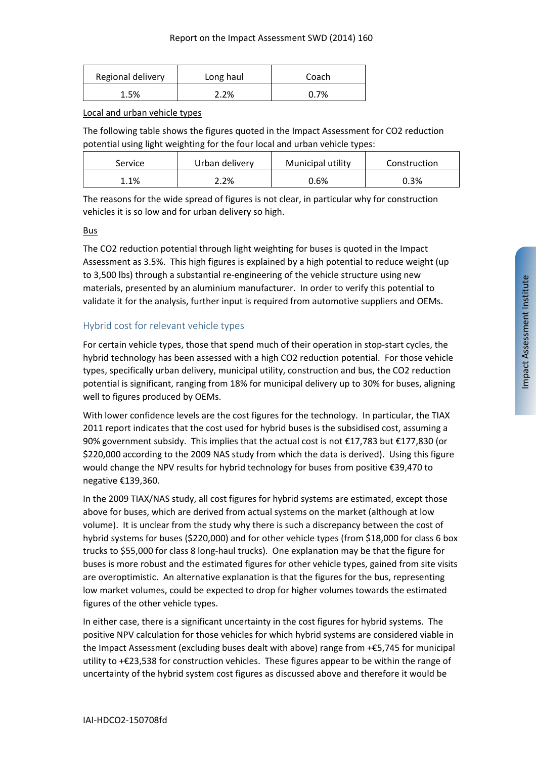| Regional delivery | Long haul | Coach |
| --- | --- | --- |
| 1.5% | 2.2% | 0.7% |

Local and urban vehicle types

The following table shows the figures quoted in the Impact Assessment for CO2 reduction potential using light weighting for the four local and urban vehicle types:

| Service | Urban delivery | Municipal utility | Construction |
| --- | --- | --- | --- |
| 1.1% | 2.2% | 0.6% | 0.3% |

The reasons for the wide spread of figures is not clear, in particular why for construction vehicles it is so low and for urban delivery so high.

Bus

The CO2 reduction potential through light weighting for buses is quoted in the Impact Assessment as 3.5%. This high figures is explained by a high potential to reduce weight (up to 3,500 lbs) through a substantial re-engineering of the vehicle structure using new materials, presented by an aluminium manufacturer. In order to verify this potential to validate it for the analysis, further input is required from automotive suppliers and OEMs.

## Hybrid cost for relevant vehicle types

For certain vehicle types, those that spend much of their operation in stop-start cycles, the hybrid technology has been assessed with a high CO2 reduction potential. For those vehicle types, specifically urban delivery, municipal utility, construction and bus, the CO2 reduction potential is significant, ranging from 18% for municipal delivery up to 30% for buses, aligning well to figures produced by OEMs.

With lower confidence levels are the cost figures for the technology. In particular, the TIAX 2011 report indicates that the cost used for hybrid buses is the subsidised cost, assuming a 90% government subsidy. This implies that the actual cost is not €17,783 but €177,830 (or $220,000 according to the 2009 NAS study from which the data is derived). Using this figure would change the NPV results for hybrid technology for buses from positive €39,470 to negative €139,360.

In the 2009 TIAX/NAS study, all cost figures for hybrid systems are estimated, except those above for buses, which are derived from actual systems on the market (although at low volume). It is unclear from the study why there is such a discrepancy between the cost of hybrid systems for buses ($220,000) and for other vehicle types (from $18,000 for class 6 box trucks to $55,000 for class 8 long-haul trucks). One explanation may be that the figure for buses is more robust and the estimated figures for other vehicle types, gained from site visits are overoptimistic. An alternative explanation is that the figures for the bus, representing low market volumes, could be expected to drop for higher volumes towards the estimated figures of the other vehicle types.

In either case, there is a significant uncertainty in the cost figures for hybrid systems. The positive NPV calculation for those vehicles for which hybrid systems are considered viable in the Impact Assessment (excluding buses dealt with above) range from +€5,745 for municipal utility to +€23,538 for construction vehicles. These figures appear to be within the range of uncertainty of the hybrid system cost figures as discussed above and therefore it would be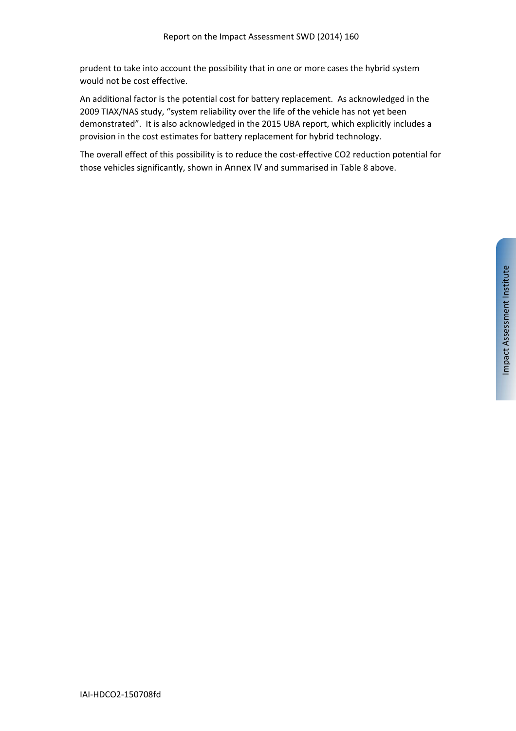prudent to take into account the possibility that in one or more cases the hybrid system would not be cost effective.

An additional factor is the potential cost for battery replacement. As acknowledged in the 2009 TIAX/NAS study, “system reliability over the life of the vehicle has not yet been demonstrated”. It is also acknowledged in the 2015 UBA report, which explicitly includes a provision in the cost estimates for battery replacement for hybrid technology.

The overall effect of this possibility is to reduce the cost-effective $CO_2$ reduction potential for those vehicles significantly, shown in Annex IV and summarised in Table 8 above.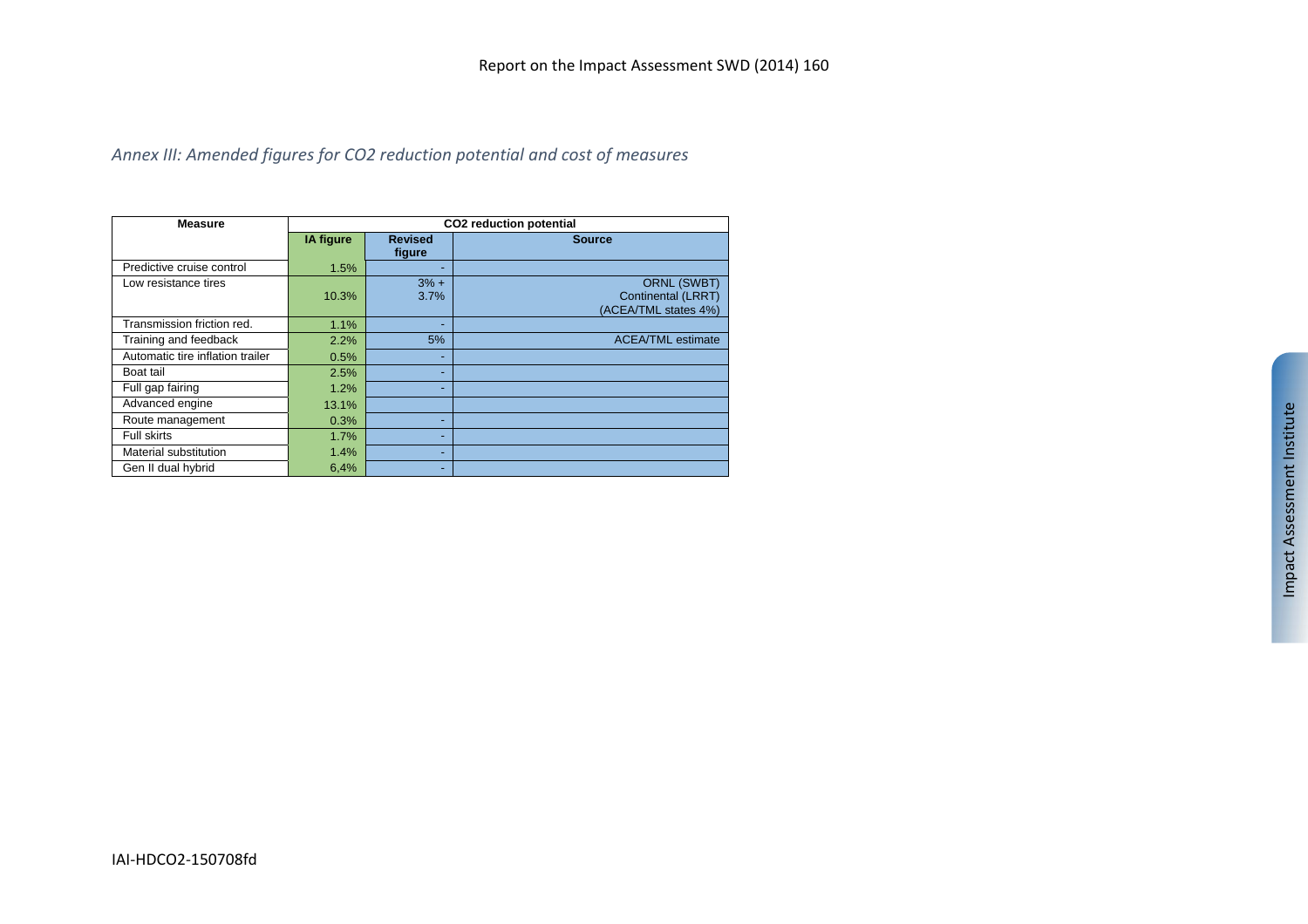*Annex III: Amended figures for CO2 reduction potential and cost of measures*

| Measure | CO2 reduction potential | | |
|---|---|---|---|
| | **IA figure** | **Revised figure** | **Source** |
| Predictive cruise control | 1.5% | - | |
| Low resistance tires | 10.3% | 3% + 3.7% | ORNL (SWBT) Continental (LRRT) (ACEA/TML states 4%) |
| Transmission friction red. | 1.1% | - | |
| Training and feedback | 2.2% | 5% | ACEA/TML estimate |
| Automatic tire inflation trailer | 0.5% | - | |
| Boat tail | 2.5% | - | |
| Full gap fairing | 1.2% | - | |
| Advanced engine | 13.1% | | |
| Route management | 0.3% | - | |
| Full skirts | 1.7% | - | |
| Material substitution | 1.4% | - | |
| Gen II dual hybrid | 6,4% | - | |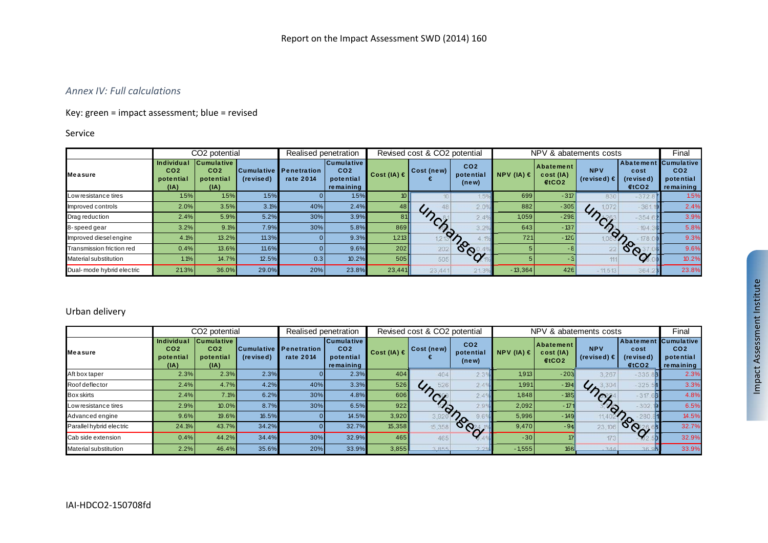*Annex IV: Full calculations*

Key: green = impact assessment; blue = revised

Service

| | CO2 potential | | | Realised penetration | | Revised cost & CO2 potential | | | NPV & abatements costs | | | | Final |
|---|---|---|---|---|---|---|---|---|---|---|---|---|---|
| Measure | Individual CO2 potential (IA) | Cumulative CO2 potential (IA) | Cumulative (revised) | Penetration rate 2014 | Cumulative CO2 potential remaining | Cost (IA) € | Cost (new) € | CO2 potential (new) | NPV (IA) € | Abatement cost (IA) €tCO2 | NPV (revised) € | Abatement cost (revised) €tCO2 | Cumulative CO2 potential remaining |
| Low resistance tires | 1.5% | 1.5% | 1.5% | 0 | 1.5% | 10 | 10 | 1.5% | 699 | -317 | 830 | -372.8 | 1.5% |
| Improved controls | 2.0% | 3.5% | 3.1% | 40% | 2.4% | 48 | 48 | 2.0% | 882 | -305 | 1,072 | -361.1 | 2.4% |
| Drag reduction | 2.4% | 5.9% | 5.2% | 30% | 3.9% | 81 | 81 | 2.4% | 1,059 | -296 | 1,263 | -354.6 | 3.9% |
| 8-speed gear | 3.2% | 9.1% | 7.9% | 30% | 5.8% | 869 | | 3.2% | 643 | -137 | | -194.3 | 5.8% |
| Improved diesel engine | 4.1% | 13.2% | 11.3% | 0 | 9.3% | 1,213 | 1,213 | 4.1% | 721 | -120 | 1,083 | -178.0 | 9.3% |
| Transmission friction red | 0.4% | 13.6% | 11.6% | 0 | 9.6% | 202 | 202 | 0.4% | 5 | -8 | 22 | 37.0 | 9.6% |
| Material substitution | 1.1% | 14.7% | 12.5% | 0.3 | 10.2% | 505 | 505 | 1.1% | 5 | -3 | 111 | 8.0 | 10.2% |
| Dual-mode hybrid electric | 21.3% | 36.0% | 29.0% | 20% | 23.8% | 23,441 | 23,441 | 21.3% | -13,364 | 426 | -11,513 | 364.2 | 23.8% |

Unchanged (Revised cost & CO2 potential); Unchanged (NPV revised / Abatement cost revised)

Urban delivery

| | CO2 potential | | | Realised penetration | | Revised cost & CO2 potential | | | NPV & abatements costs | | | | Final |
|---|---|---|---|---|---|---|---|---|---|---|---|---|---|
| Measure | Individual CO2 potential (IA) | Cumulative CO2 potential (IA) | Cumulative (revised) | Penetration rate 2014 | Cumulative CO2 potential remaining | Cost (IA) € | Cost (new) € | CO2 potential (new) | NPV (IA) € | Abatement cost (IA) €tCO2 | NPV (revised) € | Abatement cost (revised) €tCO2 | Cumulative CO2 potential remaining |
| Aft box taper | 2.3% | 2.3% | 2.3% | 0 | 2.3% | 404 | 404 | 2.3% | 1,913 | -203 | 3,267 | -335.8 | 2.3% |
| Roof deflector | 2.4% | 4.7% | 4.2% | 40% | 3.3% | 526 | 526 | 2.4% | 1,991 | -194 | 3,304 | -325.5 | 3.3% |
| Box skirts | 2.4% | 7.1% | 6.2% | 30% | 4.8% | 606 | | 2.4% | 1,848 | -185 | | -317.6 | 4.8% |
| Low resistance tires | 2.9% | 10.0% | 8.7% | 30% | 6.5% | 922 | | 2.9% | 2,092 | -171 | | -302.9 | 6.5% |
| Advanced engine | 9.6% | 19.6% | 16.5% | 0 | 14.5% | 3,920 | 3,920 | 9.6% | 5,996 | -149 | 11,402 | -280.8 | 14.5% |
| Parallel hybrid electric | 24.1% | 43.7% | 34.2% | 0 | 32.7% | 15,358 | 15,358 | 24.1% | 9,470 | -94 | 23,106 | -226.6 | 32.7% |
| Cab side extension | 0.4% | 44.2% | 34.4% | 30% | 32.9% | 465 | 465 | 0.4% | -30 | 17 | 173 | -102.5 | 32.9% |
| Material substitution | 2.2% | 46.4% | 35.6% | 20% | 33.9% | 3,855 | 3,855 | 2.2% | -1,555 | 166 | -344 | 36.9 | 33.9% |

Unchanged (Revised cost & CO2 potential); Unchanged (NPV revised / Abatement cost revised)

IAI-HDCO2-150708fd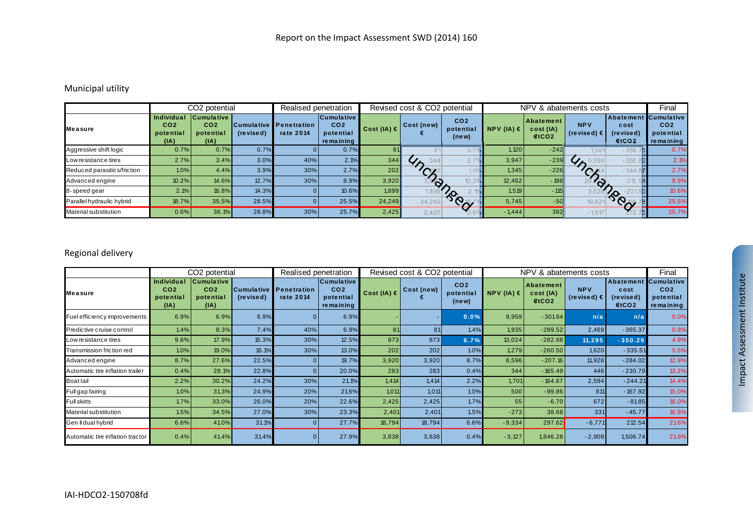Municipal utility

| Measure | CO2 potential | | | Realised penetration | | Revised cost & CO2 potential | | | NPV & abatements costs | | | | Final |
|---|---|---|---|---|---|---|---|---|---|---|---|---|---|
| | Individual CO2 potential (IA) | Cumulative CO2 potential (IA) | Cumulative (revised) | Penetration rate 2014 | Cumulative CO2 potential remaining | Cost (IA) € | Cost (new) € | CO2 potential (new) | NPV (IA) € | Abatement cost (IA) €/tCO2 | NPV (revised) € | Abatement cost (revised) €/tCO2 | Cumulative CO2 potential remaining |
| Aggressive shift logic | 0.7% | 0.7% | 0.7% | 0 | 0.7% | 81 | 81 | 0.7% | 1,120 | -242 | 1,561 | -358.75 | 0.7% |
| Low resistance tires | 2.7% | 3.4% | 3.0% | 40% | 2.1% | 344 | 344 | 2.7% | 3,947 | -239 | 5,990 | -356.86 | 2.1% |
| Reduced parasitics/friction | 1.0% | 4.4% | 3.9% | 30% | 2.7% | 202 | 202 | 1.0% | 1,345 | -226 | 1,884 | -344.87 | 2.7% |
| Advanced engine | 10.2% | 14.6% | 12.7% | 30% | 8.9% | 3,920 | 3,920 | 10.2% | 12,462 | -198 | 20,... | -315.54 | 8.9% |
| 8-speed gear | 2.1% | 16.8% | 14.3% | 0 | 10.6% | 1,899 | 1,899 | 2.1% | 1,519 | -115 | 3,026 | -231.90 | 10.6% |
| Parallel hydraulic hybrid | 18.7% | 35.5% | 28.5% | 0 | 25.5% | 24,249 | 24,249 | 18.7% | 5,745 | -50 | 19,621 | -138.78 | 25.5% |
| Material substitution | 0.6% | 36.1% | 28.8% | 30% | 25.7% | 2,425 | 2,425 | 0.6% | -1,444 | 382 | -1,017 | 272.75 | 25.7% |

Unchanged — Unchanged

Regional delivery

| Measure | CO2 potential | | | Realised penetration | | Revised cost & CO2 potential | | | NPV & abatements costs | | | | Final |
|---|---|---|---|---|---|---|---|---|---|---|---|---|---|
| | Individual CO2 potential (IA) | Cumulative CO2 potential (IA) | Cumulative (revised) | Penetration rate 2014 | Cumulative CO2 potential remaining | Cost (IA) € | Cost (new) € | CO2 potential (new) | NPV (IA) € | Abatement cost (IA) €/tCO2 | NPV (revised) € | Abatement cost (revised) €/tCO2 | Cumulative CO2 potential remaining |
| Fuel efficiency improvements | 6.9% | 6.9% | 6.9% | 0 | 6.9% | - | - | 0.0% | 9,959 | -301.64 | n/a | n/a | 0.0% |
| Predictive cruise control | 1.4% | 8.3% | 7.4% | 40% | 6.9% | 81 | 81 | 1.4% | 1,935 | -289.52 | 2,469 | -365.37 | 0.8% |
| Low resistance tires | 9.6% | 17.9% | 15.3% | 30% | 12.5% | 873 | 873 | 6.7% | 13,024 | -282.68 | 11,295 | -350.29 | 4.9% |
| Transmission friction red | 1.0% | 19.0% | 16.1% | 30% | 13.0% | 202 | 202 | 1.0% | 1,279 | -260.50 | 1,620 | -335.51 | 5.5% |
| Advanced engine | 8.7% | 27.6% | 22.5% | 0 | 19.7% | 3,920 | 3,920 | 8.7% | 8,596 | -207.16 | 11,928 | -284.02 | 12.9% |
| Automatic tire inflation trailer | 0.4% | 28.1% | 22.8% | 0 | 20.0% | 283 | 283 | 0.4% | 344 | -165.49 | 446 | -230.79 | 13.2% |
| Boat tail | 2.2% | 30.2% | 24.2% | 30% | 21.1% | 1,414 | 1,414 | 2.2% | 1,701 | -164.67 | 2,594 | -244.21 | 14.4% |
| Full gap fairing | 1.0% | 31.3% | 24.9% | 20% | 21.6% | 1,011 | 1,011 | 1.0% | 500 | -99.86 | 811 | -167.92 | 15.0% |
| Full skirts | 1.7% | 33.0% | 26.0% | 20% | 22.6% | 2,425 | 2,425 | 1.7% | 55 | -6.70 | 672 | -81.85 | 16.0% |
| Material substitution | 1.5% | 34.5% | 27.0% | 30% | 23.3% | 2,401 | 2,401 | 1.5% | -273 | 38.68 | 331 | -45.77 | 16.8% |
| Gen II dual hybrid | 6.6% | 41.0% | 31.1% | 0 | 27.7% | 18,794 | 18,794 | 6.6% | -9,334 | 297.62 | -6,771 | 212.54 | 21.6% |
| Automatic tire inflation tractor | 0.4% | 41.4% | 31.4% | 0 | 27.9% | 3,638 | 3,638 | 0.4% | -3,127 | 1,846.28 | -2,909 | 1,506.74 | 21.9% |

IAI-HDCO2-150708fd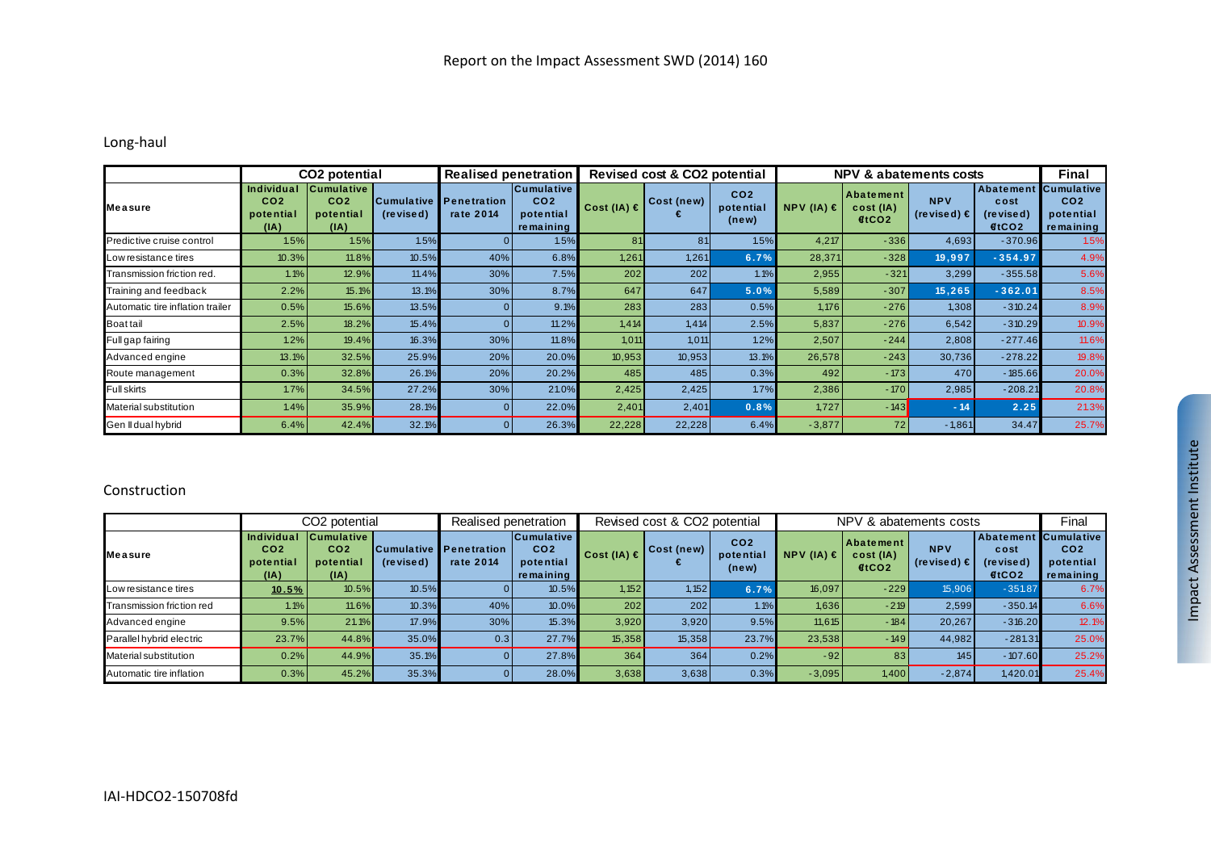Report on the Impact Assessment SWD (2014) 160

## Long-haul

| | CO2 potential | | | Realised penetration | | Revised cost & CO2 potential | | | NPV & abatements costs | | | | Final |
|---|---|---|---|---|---|---|---|---|---|---|---|---|---|
| **Measure** | **Individual CO2 potential (IA)** | **Cumulative CO2 potential (IA)** | **Cumulative (revised)** | **Penetration rate 2014** | **Cumulative CO2 potential remaining** | **Cost (IA) €** | **Cost (new) €** | **CO2 potential (new)** | **NPV (IA) €** | **Abatement cost (IA) €tCO2** | **NPV (revised) €** | **Abatement cost (revised) €tCO2** | **Cumulative CO2 potential remaining** |
| Predictive cruise control | 1.5% | 1.5% | 1.5% | 0 | 1.5% | 81 | 81 | 1.5% | 4,217 | -336 | 4,693 | -370.96 | 1.5% |
| Low resistance tires | 10.3% | 11.8% | 10.5% | 40% | 6.8% | 1,261 | 1,261 | 6.7% | 28,371 | -328 | 19,997 | -354.97 | 4.9% |
| Transmission friction red. | 1.1% | 12.9% | 11.4% | 30% | 7.5% | 202 | 202 | 1.1% | 2,955 | -321 | 3,299 | -355.58 | 5.6% |
| Training and feedback | 2.2% | 15.1% | 13.1% | 30% | 8.7% | 647 | 647 | 5.0% | 5,589 | -307 | 15,265 | -362.01 | 8.5% |
| Automatic tire inflation trailer | 0.5% | 15.6% | 13.5% | 0 | 9.1% | 283 | 283 | 0.5% | 1,176 | -276 | 1,308 | -310.24 | 8.9% |
| Boat tail | 2.5% | 18.2% | 15.4% | 0 | 11.2% | 1,414 | 1,414 | 2.5% | 5,837 | -276 | 6,542 | -310.29 | 10.9% |
| Full gap fairing | 1.2% | 19.4% | 16.3% | 30% | 11.8% | 1,011 | 1,011 | 1.2% | 2,507 | -244 | 2,808 | -277.46 | 11.6% |
| Advanced engine | 13.1% | 32.5% | 25.9% | 20% | 20.0% | 10,953 | 10,953 | 13.1% | 26,578 | -243 | 30,736 | -278.22 | 19.8% |
| Route management | 0.3% | 32.8% | 26.1% | 20% | 20.2% | 485 | 485 | 0.3% | 492 | -173 | 470 | -185.66 | 20.0% |
| Full skirts | 1.7% | 34.5% | 27.2% | 30% | 21.0% | 2,425 | 2,425 | 1.7% | 2,386 | -170 | 2,985 | -208.21 | 20.8% |
| Material substitution | 1.4% | 35.9% | 28.1% | 0 | 22.0% | 2,401 | 2,401 | 0.8% | 1,727 | -143 | -14 | 2.25 | 21.3% |
| Gen II dual hybrid | 6.4% | 42.4% | 32.1% | 0 | 26.3% | 22,228 | 22,228 | 6.4% | -3,877 | 72 | -1,861 | 34.47 | 25.7% |

## Construction

| | CO2 potential | | | Realised penetration | | Revised cost & CO2 potential | | | NPV & abatements costs | | | | Final |
|---|---|---|---|---|---|---|---|---|---|---|---|---|---|
| **Measure** | **Individual CO2 potential (IA)** | **Cumulative CO2 potential (IA)** | **Cumulative (revised)** | **Penetration rate 2014** | **Cumulative CO2 potential remaining** | **Cost (IA) €** | **Cost (new) €** | **CO2 potential (new)** | **NPV (IA) €** | **Abatement cost (IA) €tCO2** | **NPV (revised) €** | **Abatement cost (revised) €tCO2** | **Cumulative CO2 potential remaining** |
| Low resistance tires | **10.5%** | 10.5% | 10.5% | 0 | 10.5% | 1,152 | 1,152 | 6.7% | 16,097 | -229 | 15,906 | -351.87 | 6.7% |
| Transmission friction red | 1.1% | 11.6% | 10.3% | 40% | 10.0% | 202 | 202 | 1.1% | 1,636 | -219 | 2,599 | -350.14 | 6.6% |
| Advanced engine | 9.5% | 21.1% | 17.9% | 30% | 15.3% | 3,920 | 3,920 | 9.5% | 11,615 | -184 | 20,267 | -316.20 | 12.1% |
| Parallel hybrid electric | 23.7% | 44.8% | 35.0% | 0.3 | 27.7% | 15,358 | 15,358 | 23.7% | 23,538 | -149 | 44,982 | -281.31 | 25.0% |
| Material substitution | 0.2% | 44.9% | 35.1% | 0 | 27.8% | 364 | 364 | 0.2% | -92 | 83 | 145 | -107.60 | 25.2% |
| Automatic tire inflation | 0.3% | 45.2% | 35.3% | 0 | 28.0% | 3,638 | 3,638 | 0.3% | -3,095 | 1,400 | -2,874 | 1,420.01 | 25.4% |

IAI-HDCO2-150708fd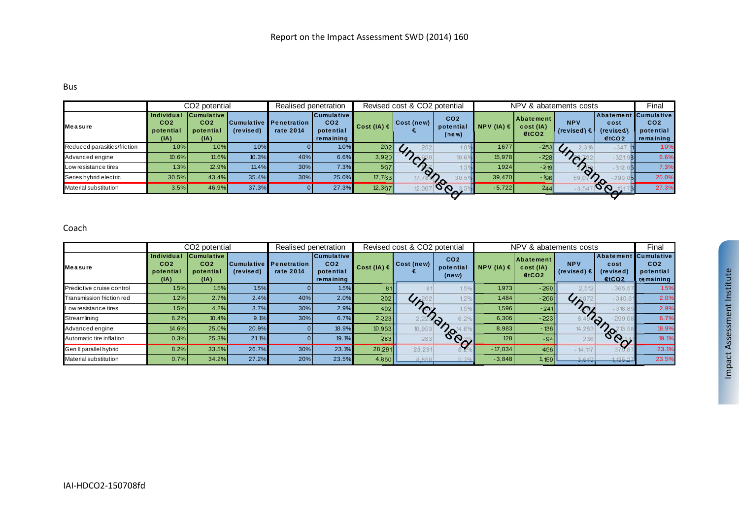Bus

| | CO2 potential | | | Realised penetration | | Revised cost & CO2 potential | | | NPV & abatements costs | | | | Final |
|---|---|---|---|---|---|---|---|---|---|---|---|---|---|
| **Measure** | **Individual CO2 potential (IA)** | **Cumulative CO2 potential (IA)** | **Cumulative (revised)** | **Penetration rate 2014** | **Cumulative CO2 potential remaining** | **Cost (IA) €** | **Cost (new) €** | **CO2 potential (new)** | **NPV (IA) €** | **Abatement cost (IA) €/tCO2** | **NPV (revised) €** | **Abatement cost (revised) €/tCO2** | **Cumulative CO2 potential remaining** |
| Reduced parasitics/friction | 1.0% | 1.0% | 1.0% | 0 | 1.0% | 202 | 202 | 1.0% | 1,677 | -253 | 2,318 | -347.71 | 1.0% |
| Advanced engine | 10.6% | 11.6% | 10.3% | 40% | 6.6% | 3,920 | 3,920 | 10.6% | 15,978 | -228 | 22,792 | -321.83 | 6.6% |
| Low resistance tires | 1.3% | 12.9% | 11.4% | 30% | 7.3% | 567 | 567 | 1.3% | 1,924 | -219 | | -312.05 | 7.3% |
| Series hybrid electric | 30.5% | 43.4% | 35.4% | 30% | 25.0% | 17,783 | 17,783 | 30.5% | 39,470 | -106 | 59,07 | -290.05 | 25.0% |
| Material substitution | 3.5% | 46.9% | 37.3% | 0 | 27.3% | 12,367 | 12,367 | 3.5% | -5,722 | 244 | -3,547 | 151.76 | 27.3% |

Coach

| | CO2 potential | | | Realised penetration | | Revised cost & CO2 potential | | | NPV & abatements costs | | | | Final |
|---|---|---|---|---|---|---|---|---|---|---|---|---|---|
| **Measure** | **Individual CO2 potential (IA)** | **Cumulative CO2 potential (IA)** | **Cumulative (revised)** | **Penetration rate 2014** | **Cumulative CO2 potential remaining** | **Cost (IA) €** | **Cost (new) €** | **CO2 potential (new)** | **NPV (IA) €** | **Abatement cost (IA) €/tCO2** | **NPV (revised) €** | **Abatement cost (revised) €/tCO2** | **Cumulative CO2 potential remaining** |
| Predictive cruise control | 1.5% | 1.5% | 1.5% | 0 | 1.5% | 81 | 81 | 1.5% | 1,973 | -290 | 2,512 | -365.57 | 1.5% |
| Transmission friction red | 1.2% | 2.7% | 2.4% | 40% | 2.0% | 202 | 202 | 1.2% | 1,484 | -266 | 1,872 | -340.61 | 2.0% |
| Low resistance tires | 1.5% | 4.2% | 3.7% | 30% | 2.9% | 402 | 402 | 1.5% | 1,596 | -241 | | -318.85 | 2.9% |
| Streamlining | 6.2% | 10.4% | 9.1% | 30% | 6.7% | 2,223 | 2,223 | 6.2% | 6,306 | -223 | 8,49 | -299.08 | 6.7% |
| Advanced engine | 14.6% | 25.0% | 20.9% | 0 | 18.9% | 10,953 | 10,953 | 14.6% | 8,983 | -136 | 14,283 | -213.58 | 18.9% |
| Automatic tire inflation | 0.3% | 25.3% | 21.1% | 0 | 19.1% | 283 | 283 | 0.3% | 128 | -94 | 236 | | 19.1% |
| Gen II parallel hybrid | 8.2% | 33.5% | 26.7% | 30% | 23.1% | 28,291 | 28,291 | 8.2% | -17,034 | 456 | -14,117 | 373.87 | 23.1% |
| Material substitution | 0.7% | 34.2% | 27.2% | 20% | 23.5% | 4,850 | 4,850 | 0.7% | -3,848 | 1,159 | -3,640 | 1,135.27 | 23.5% |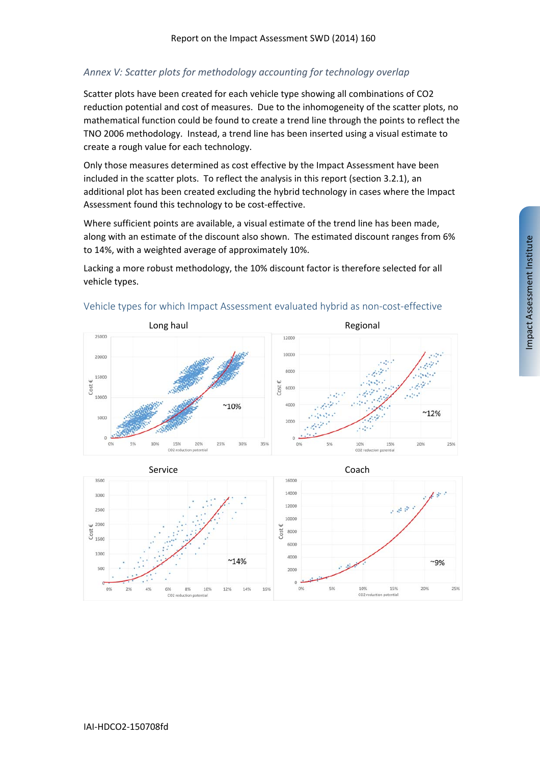*Annex V: Scatter plots for methodology accounting for technology overlap*

Scatter plots have been created for each vehicle type showing all combinations of $CO_2$ reduction potential and cost of measures. Due to the inhomogeneity of the scatter plots, no mathematical function could be found to create a trend line through the points to reflect the TNO 2006 methodology. Instead, a trend line has been inserted using a visual estimate to create a rough value for each technology.

Only those measures determined as cost effective by the Impact Assessment have been included in the scatter plots. To reflect the analysis in this report (section 3.2.1), an additional plot has been created excluding the hybrid technology in cases where the Impact Assessment found this technology to be cost-effective.

Where sufficient points are available, a visual estimate of the trend line has been made, along with an estimate of the discount also shown. The estimated discount ranges from 6% to 14%, with a weighted average of approximately 10%.

Lacking a more robust methodology, the 10% discount factor is therefore selected for all vehicle types.

## Vehicle types for which Impact Assessment evaluated hybrid as non-cost-effective

Long haul

Regional

Service

Coach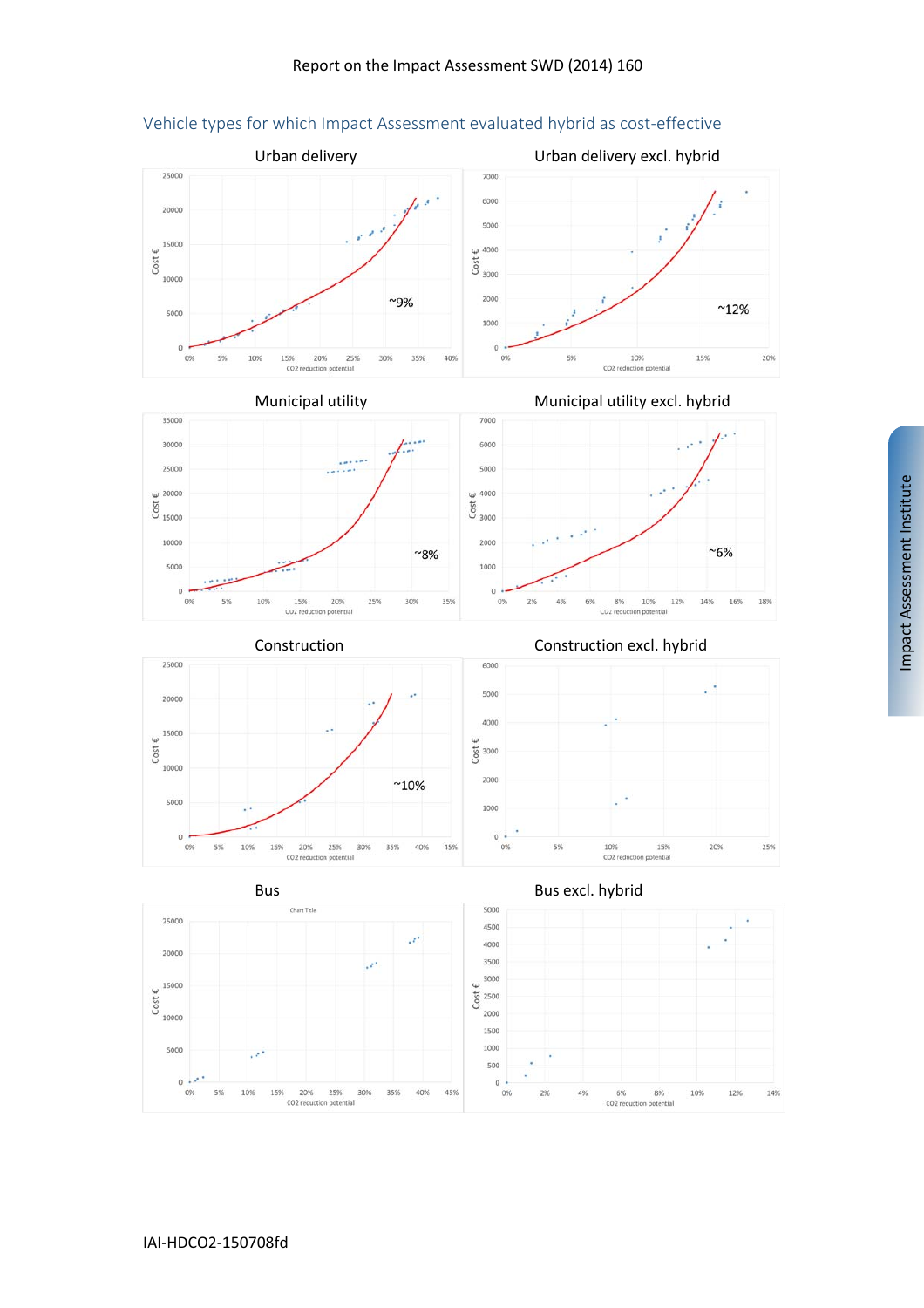## Vehicle types for which Impact Assessment evaluated hybrid as cost-effective

Urban delivery

Urban delivery excl. hybrid

~9%

~12%

Municipal utility

Municipal utility excl. hybrid

~8%

~6%

Construction

Construction excl. hybrid

~10%

Bus

Bus excl. hybrid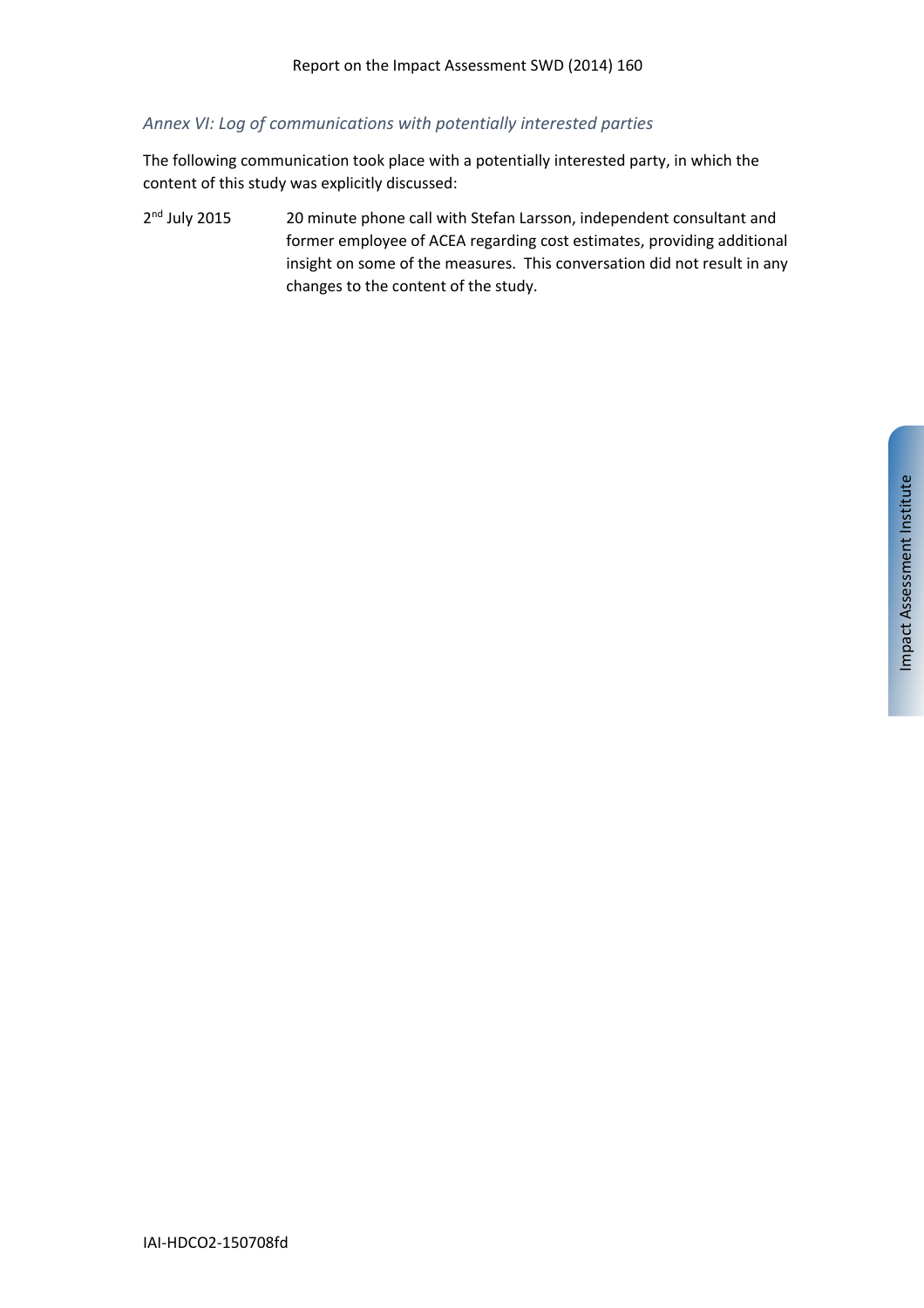*Annex VI: Log of communications with potentially interested parties*

The following communication took place with a potentially interested party, in which the content of this study was explicitly discussed:

2nd July 2015 — 20 minute phone call with Stefan Larsson, independent consultant and former employee of ACEA regarding cost estimates, providing additional insight on some of the measures. This conversation did not result in any changes to the content of the study.